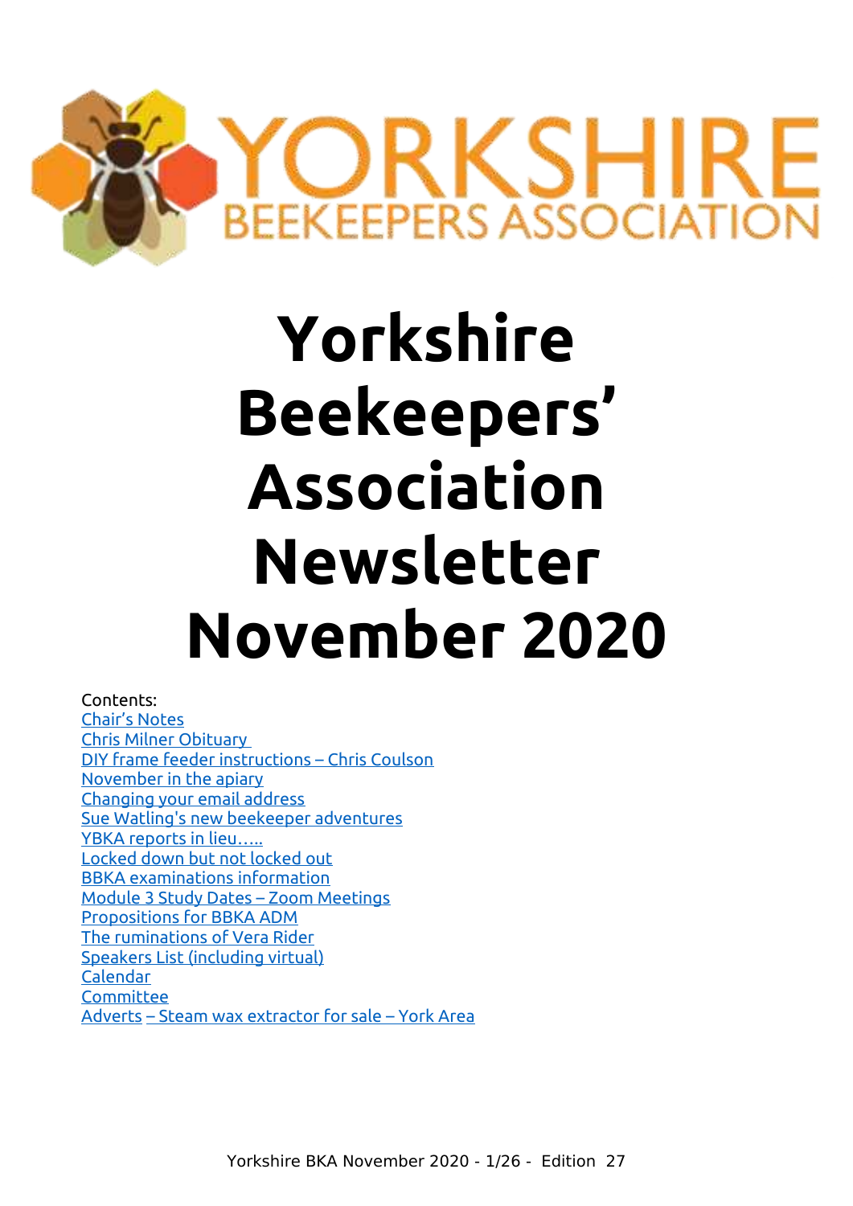YORKSHIRE BEEKEEPERS ASSOCIATION

# Yorkshire Beekeepers' Association Newsletter November 2020

Contents:

- Chair's Notes
- Chris Milner Obituary
- DIY frame feeder instructions – Chris Coulson
- November in the apiary
- Changing your email address
- Sue Watling's new beekeeper adventures
- YBKA reports in lieu…..
- Locked down but not locked out
- BBKA examinations information
- Module 3 Study Dates – Zoom Meetings
- Propositions for BBKA ADM
- The ruminations of Vera Rider
- Speakers List (including virtual)
- Calendar
- Committee
- Adverts – Steam wax extractor for sale – York Area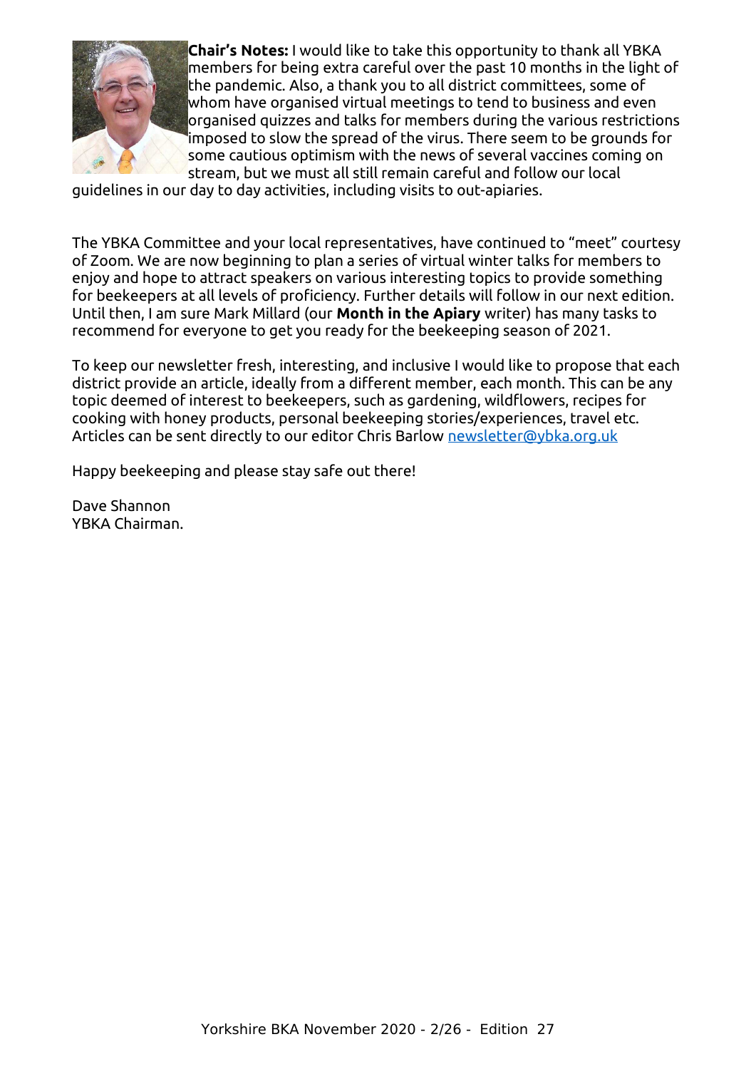**Chair's Notes:** I would like to take this opportunity to thank all YBKA members for being extra careful over the past 10 months in the light of the pandemic. Also, a thank you to all district committees, some of whom have organised virtual meetings to tend to business and even organised quizzes and talks for members during the various restrictions imposed to slow the spread of the virus. There seem to be grounds for some cautious optimism with the news of several vaccines coming on stream, but we must all still remain careful and follow our local guidelines in our day to day activities, including visits to out-apiaries.

The YBKA Committee and your local representatives, have continued to "meet" courtesy of Zoom. We are now beginning to plan a series of virtual winter talks for members to enjoy and hope to attract speakers on various interesting topics to provide something for beekeepers at all levels of proficiency. Further details will follow in our next edition. Until then, I am sure Mark Millard (our **Month in the Apiary** writer) has many tasks to recommend for everyone to get you ready for the beekeeping season of 2021.

To keep our newsletter fresh, interesting, and inclusive I would like to propose that each district provide an article, ideally from a different member, each month. This can be any topic deemed of interest to beekeepers, such as gardening, wildflowers, recipes for cooking with honey products, personal beekeeping stories/experiences, travel etc. Articles can be sent directly to our editor Chris Barlow newsletter@ybka.org.uk

Happy beekeeping and please stay safe out there!

Dave Shannon
YBKA Chairman.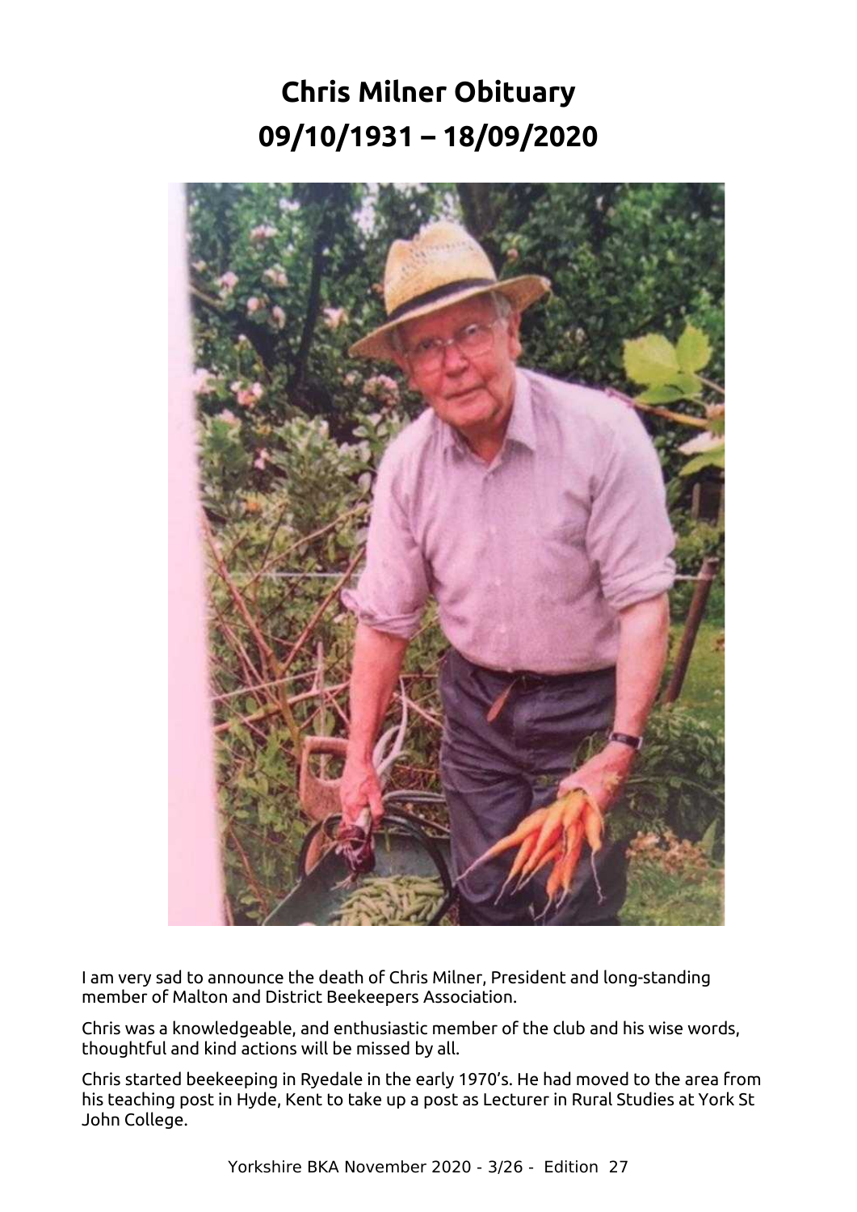# Chris Milner Obituary
# 09/10/1931 – 18/09/2020

I am very sad to announce the death of Chris Milner, President and long-standing member of Malton and District Beekeepers Association.

Chris was a knowledgeable, and enthusiastic member of the club and his wise words, thoughtful and kind actions will be missed by all.

Chris started beekeeping in Ryedale in the early 1970's. He had moved to the area from his teaching post in Hyde, Kent to take up a post as Lecturer in Rural Studies at York St John College.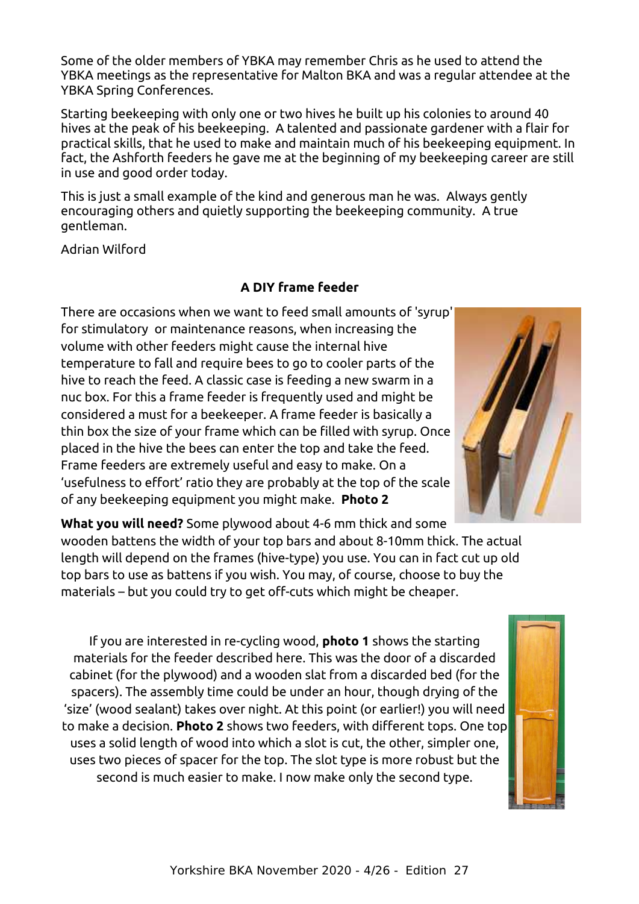Some of the older members of YBKA may remember Chris as he used to attend the YBKA meetings as the representative for Malton BKA and was a regular attendee at the YBKA Spring Conferences.

Starting beekeeping with only one or two hives he built up his colonies to around 40 hives at the peak of his beekeeping. A talented and passionate gardener with a flair for practical skills, that he used to make and maintain much of his beekeeping equipment. In fact, the Ashforth feeders he gave me at the beginning of my beekeeping career are still in use and good order today.

This is just a small example of the kind and generous man he was. Always gently encouraging others and quietly supporting the beekeeping community. A true gentleman.

Adrian Wilford

## A DIY frame feeder

There are occasions when we want to feed small amounts of 'syrup' for stimulatory or maintenance reasons, when increasing the volume with other feeders might cause the internal hive temperature to fall and require bees to go to cooler parts of the hive to reach the feed. A classic case is feeding a new swarm in a nuc box. For this a frame feeder is frequently used and might be considered a must for a beekeeper. A frame feeder is basically a thin box the size of your frame which can be filled with syrup. Once placed in the hive the bees can enter the top and take the feed. Frame feeders are extremely useful and easy to make. On a 'usefulness to effort' ratio they are probably at the top of the scale of any beekeeping equipment you might make. **Photo 2**

**What you will need?** Some plywood about 4-6 mm thick and some wooden battens the width of your top bars and about 8-10mm thick. The actual length will depend on the frames (hive-type) you use. You can in fact cut up old top bars to use as battens if you wish. You may, of course, choose to buy the materials – but you could try to get off-cuts which might be cheaper.

If you are interested in re-cycling wood, **photo 1** shows the starting materials for the feeder described here. This was the door of a discarded cabinet (for the plywood) and a wooden slat from a discarded bed (for the spacers). The assembly time could be under an hour, though drying of the 'size' (wood sealant) takes over night. At this point (or earlier!) you will need to make a decision. **Photo 2** shows two feeders, with different tops. One top uses a solid length of wood into which a slot is cut, the other, simpler one, uses two pieces of spacer for the top. The slot type is more robust but the second is much easier to make. I now make only the second type.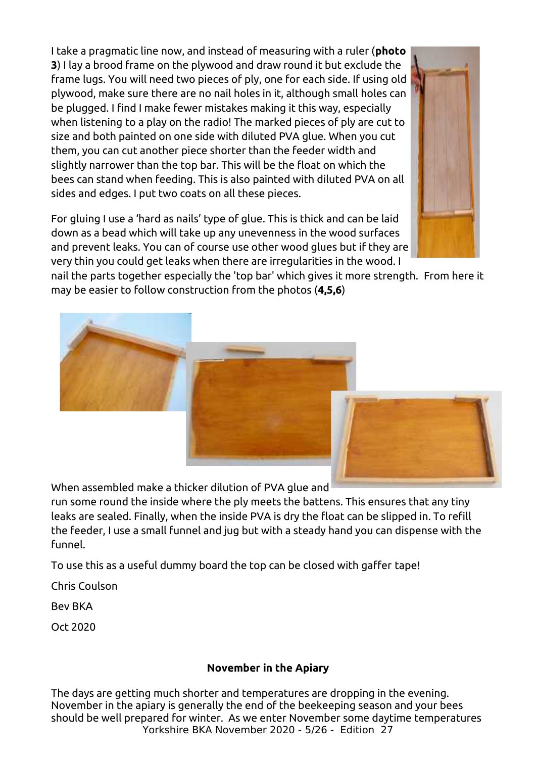I take a pragmatic line now, and instead of measuring with a ruler (**photo 3**) I lay a brood frame on the plywood and draw round it but exclude the frame lugs. You will need two pieces of ply, one for each side. If using old plywood, make sure there are no nail holes in it, although small holes can be plugged. I find I make fewer mistakes making it this way, especially when listening to a play on the radio! The marked pieces of ply are cut to size and both painted on one side with diluted PVA glue. When you cut them, you can cut another piece shorter than the feeder width and slightly narrower than the top bar. This will be the float on which the bees can stand when feeding. This is also painted with diluted PVA on all sides and edges. I put two coats on all these pieces.

For gluing I use a 'hard as nails' type of glue. This is thick and can be laid down as a bead which will take up any unevenness in the wood surfaces and prevent leaks. You can of course use other wood glues but if they are very thin you could get leaks when there are irregularities in the wood. I nail the parts together especially the 'top bar' which gives it more strength. From here it may be easier to follow construction from the photos (**4,5,6**)

When assembled make a thicker dilution of PVA glue and run some round the inside where the ply meets the battens. This ensures that any tiny leaks are sealed. Finally, when the inside PVA is dry the float can be slipped in. To refill the feeder, I use a small funnel and jug but with a steady hand you can dispense with the funnel.

To use this as a useful dummy board the top can be closed with gaffer tape!

Chris Coulson

Bev BKA

Oct 2020

## November in the Apiary

The days are getting much shorter and temperatures are dropping in the evening. November in the apiary is generally the end of the beekeeping season and your bees should be well prepared for winter. As we enter November some daytime temperatures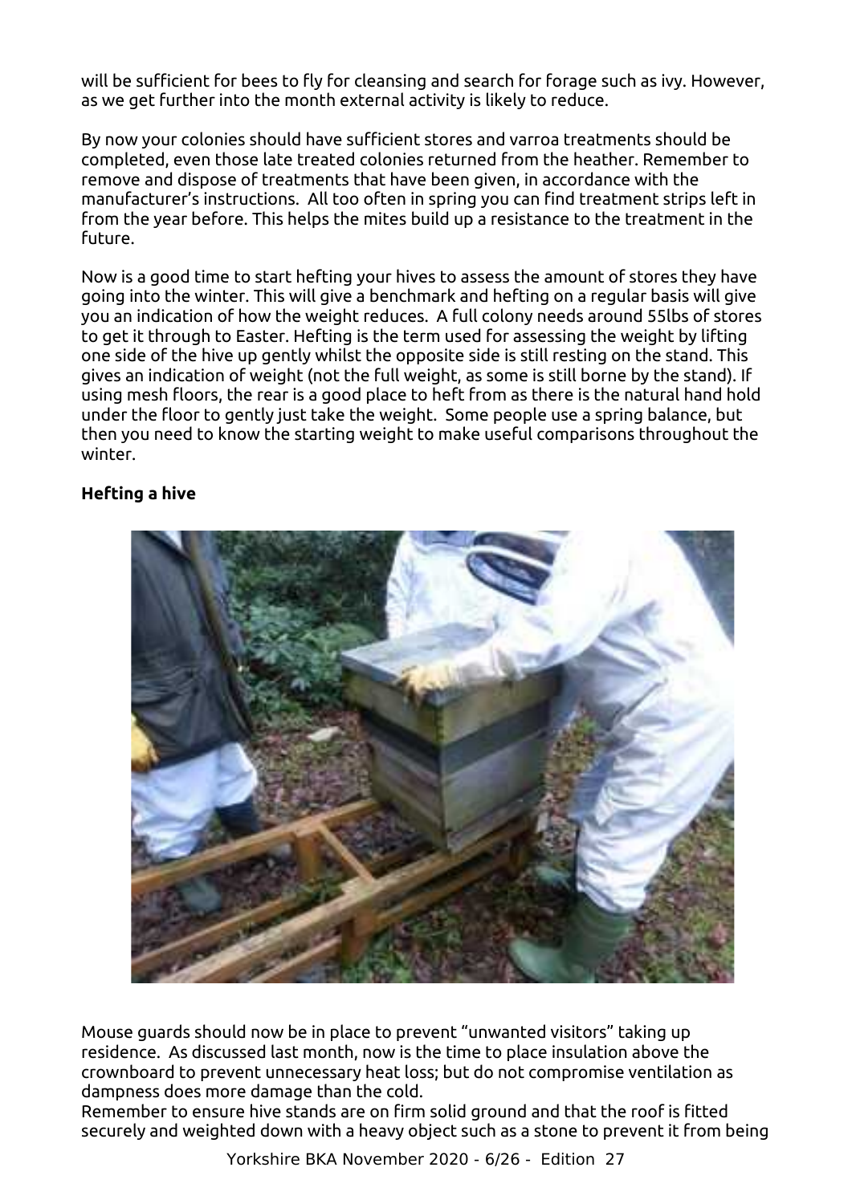will be sufficient for bees to fly for cleansing and search for forage such as ivy. However, as we get further into the month external activity is likely to reduce.

By now your colonies should have sufficient stores and varroa treatments should be completed, even those late treated colonies returned from the heather. Remember to remove and dispose of treatments that have been given, in accordance with the manufacturer's instructions. All too often in spring you can find treatment strips left in from the year before. This helps the mites build up a resistance to the treatment in the future.

Now is a good time to start hefting your hives to assess the amount of stores they have going into the winter. This will give a benchmark and hefting on a regular basis will give you an indication of how the weight reduces. A full colony needs around 55lbs of stores to get it through to Easter. Hefting is the term used for assessing the weight by lifting one side of the hive up gently whilst the opposite side is still resting on the stand. This gives an indication of weight (not the full weight, as some is still borne by the stand). If using mesh floors, the rear is a good place to heft from as there is the natural hand hold under the floor to gently just take the weight. Some people use a spring balance, but then you need to know the starting weight to make useful comparisons throughout the winter.

**Hefting a hive**

Mouse guards should now be in place to prevent "unwanted visitors" taking up residence. As discussed last month, now is the time to place insulation above the crownboard to prevent unnecessary heat loss; but do not compromise ventilation as dampness does more damage than the cold.
Remember to ensure hive stands are on firm solid ground and that the roof is fitted securely and weighted down with a heavy object such as a stone to prevent it from being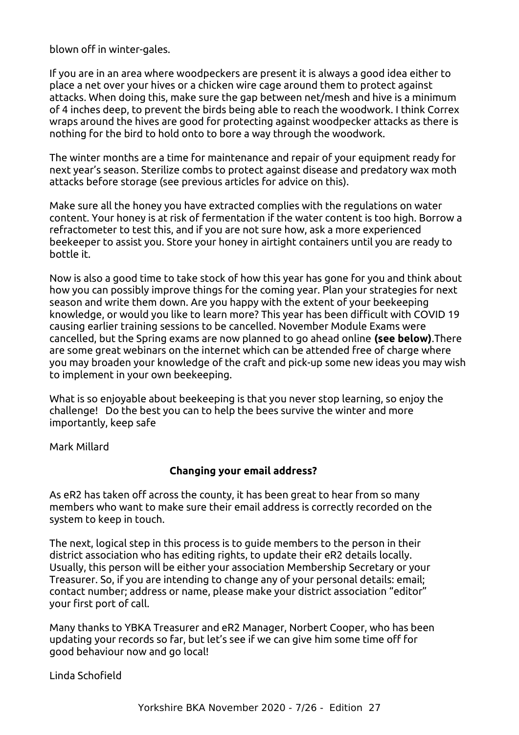blown off in winter-gales.

If you are in an area where woodpeckers are present it is always a good idea either to place a net over your hives or a chicken wire cage around them to protect against attacks. When doing this, make sure the gap between net/mesh and hive is a minimum of 4 inches deep, to prevent the birds being able to reach the woodwork. I think Correx wraps around the hives are good for protecting against woodpecker attacks as there is nothing for the bird to hold onto to bore a way through the woodwork.

The winter months are a time for maintenance and repair of your equipment ready for next year's season. Sterilize combs to protect against disease and predatory wax moth attacks before storage (see previous articles for advice on this).

Make sure all the honey you have extracted complies with the regulations on water content. Your honey is at risk of fermentation if the water content is too high. Borrow a refractometer to test this, and if you are not sure how, ask a more experienced beekeeper to assist you. Store your honey in airtight containers until you are ready to bottle it.

Now is also a good time to take stock of how this year has gone for you and think about how you can possibly improve things for the coming year. Plan your strategies for next season and write them down. Are you happy with the extent of your beekeeping knowledge, or would you like to learn more? This year has been difficult with COVID 19 causing earlier training sessions to be cancelled. November Module Exams were cancelled, but the Spring exams are now planned to go ahead online **(see below)**.There are some great webinars on the internet which can be attended free of charge where you may broaden your knowledge of the craft and pick-up some new ideas you may wish to implement in your own beekeeping.

What is so enjoyable about beekeeping is that you never stop learning, so enjoy the challenge!  Do the best you can to help the bees survive the winter and more importantly, keep safe

Mark Millard

### Changing your email address?

As eR2 has taken off across the county, it has been great to hear from so many members who want to make sure their email address is correctly recorded on the system to keep in touch.

The next, logical step in this process is to guide members to the person in their district association who has editing rights, to update their eR2 details locally. Usually, this person will be either your association Membership Secretary or your Treasurer. So, if you are intending to change any of your personal details: email; contact number; address or name, please make your district association "editor" your first port of call.

Many thanks to YBKA Treasurer and eR2 Manager, Norbert Cooper, who has been updating your records so far, but let's see if we can give him some time off for good behaviour now and go local!

Linda Schofield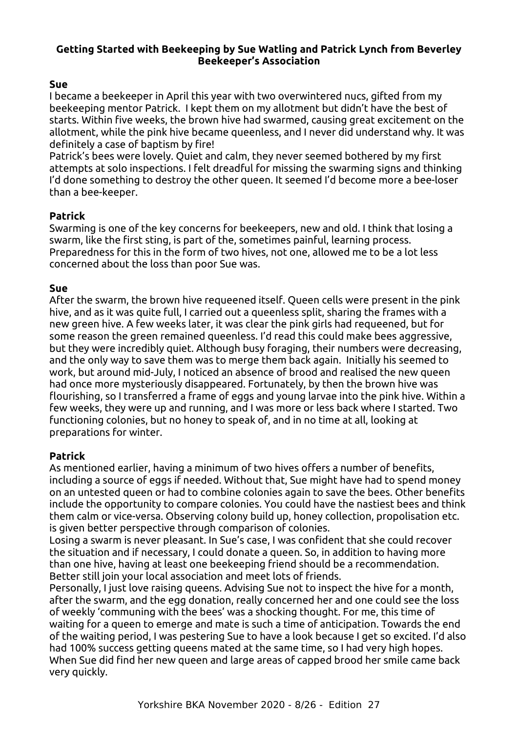**Getting Started with Beekeeping by Sue Watling and Patrick Lynch from Beverley Beekeeper's Association**

**Sue**

I became a beekeeper in April this year with two overwintered nucs, gifted from my beekeeping mentor Patrick. I kept them on my allotment but didn't have the best of starts. Within five weeks, the brown hive had swarmed, causing great excitement on the allotment, while the pink hive became queenless, and I never did understand why. It was definitely a case of baptism by fire!

Patrick's bees were lovely. Quiet and calm, they never seemed bothered by my first attempts at solo inspections. I felt dreadful for missing the swarming signs and thinking I'd done something to destroy the other queen. It seemed I'd become more a bee-loser than a bee-keeper.

**Patrick**

Swarming is one of the key concerns for beekeepers, new and old. I think that losing a swarm, like the first sting, is part of the, sometimes painful, learning process. Preparedness for this in the form of two hives, not one, allowed me to be a lot less concerned about the loss than poor Sue was.

**Sue**

After the swarm, the brown hive requeened itself. Queen cells were present in the pink hive, and as it was quite full, I carried out a queenless split, sharing the frames with a new green hive. A few weeks later, it was clear the pink girls had requeened, but for some reason the green remained queenless. I'd read this could make bees aggressive, but they were incredibly quiet. Although busy foraging, their numbers were decreasing, and the only way to save them was to merge them back again. Initially his seemed to work, but around mid-July, I noticed an absence of brood and realised the new queen had once more mysteriously disappeared. Fortunately, by then the brown hive was flourishing, so I transferred a frame of eggs and young larvae into the pink hive. Within a few weeks, they were up and running, and I was more or less back where I started. Two functioning colonies, but no honey to speak of, and in no time at all, looking at preparations for winter.

**Patrick**

As mentioned earlier, having a minimum of two hives offers a number of benefits, including a source of eggs if needed. Without that, Sue might have had to spend money on an untested queen or had to combine colonies again to save the bees. Other benefits include the opportunity to compare colonies. You could have the nastiest bees and think them calm or vice-versa. Observing colony build up, honey collection, propolisation etc. is given better perspective through comparison of colonies.

Losing a swarm is never pleasant. In Sue's case, I was confident that she could recover the situation and if necessary, I could donate a queen. So, in addition to having more than one hive, having at least one beekeeping friend should be a recommendation. Better still join your local association and meet lots of friends.

Personally, I just love raising queens. Advising Sue not to inspect the hive for a month, after the swarm, and the egg donation, really concerned her and one could see the loss of weekly 'communing with the bees' was a shocking thought. For me, this time of waiting for a queen to emerge and mate is such a time of anticipation. Towards the end of the waiting period, I was pestering Sue to have a look because I get so excited. I'd also had 100% success getting queens mated at the same time, so I had very high hopes. When Sue did find her new queen and large areas of capped brood her smile came back very quickly.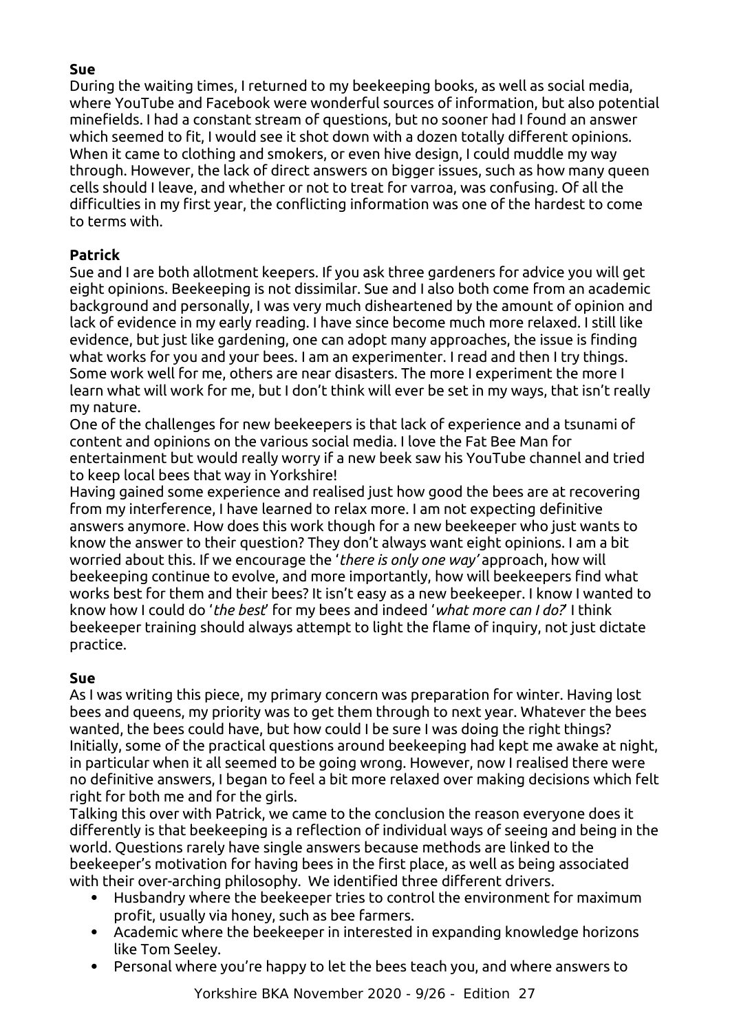**Sue**

During the waiting times, I returned to my beekeeping books, as well as social media, where YouTube and Facebook were wonderful sources of information, but also potential minefields. I had a constant stream of questions, but no sooner had I found an answer which seemed to fit, I would see it shot down with a dozen totally different opinions. When it came to clothing and smokers, or even hive design, I could muddle my way through. However, the lack of direct answers on bigger issues, such as how many queen cells should I leave, and whether or not to treat for varroa, was confusing. Of all the difficulties in my first year, the conflicting information was one of the hardest to come to terms with.

**Patrick**

Sue and I are both allotment keepers. If you ask three gardeners for advice you will get eight opinions. Beekeeping is not dissimilar. Sue and I also both come from an academic background and personally, I was very much disheartened by the amount of opinion and lack of evidence in my early reading. I have since become much more relaxed. I still like evidence, but just like gardening, one can adopt many approaches, the issue is finding what works for you and your bees. I am an experimenter. I read and then I try things. Some work well for me, others are near disasters. The more I experiment the more I learn what will work for me, but I don't think will ever be set in my ways, that isn't really my nature.

One of the challenges for new beekeepers is that lack of experience and a tsunami of content and opinions on the various social media. I love the Fat Bee Man for entertainment but would really worry if a new beek saw his YouTube channel and tried to keep local bees that way in Yorkshire!

Having gained some experience and realised just how good the bees are at recovering from my interference, I have learned to relax more. I am not expecting definitive answers anymore. How does this work though for a new beekeeper who just wants to know the answer to their question? They don't always want eight opinions. I am a bit worried about this. If we encourage the '*there is only one way*' approach, how will beekeeping continue to evolve, and more importantly, how will beekeepers find what works best for them and their bees? It isn't easy as a new beekeeper. I know I wanted to know how I could do '*the best*' for my bees and indeed '*what more can I do?*' I think beekeeper training should always attempt to light the flame of inquiry, not just dictate practice.

**Sue**

As I was writing this piece, my primary concern was preparation for winter. Having lost bees and queens, my priority was to get them through to next year. Whatever the bees wanted, the bees could have, but how could I be sure I was doing the right things? Initially, some of the practical questions around beekeeping had kept me awake at night, in particular when it all seemed to be going wrong. However, now I realised there were no definitive answers, I began to feel a bit more relaxed over making decisions which felt right for both me and for the girls.

Talking this over with Patrick, we came to the conclusion the reason everyone does it differently is that beekeeping is a reflection of individual ways of seeing and being in the world. Questions rarely have single answers because methods are linked to the beekeeper's motivation for having bees in the first place, as well as being associated with their over-arching philosophy. We identified three different drivers.

- Husbandry where the beekeeper tries to control the environment for maximum profit, usually via honey, such as bee farmers.
- Academic where the beekeeper in interested in expanding knowledge horizons like Tom Seeley.
- Personal where you're happy to let the bees teach you, and where answers to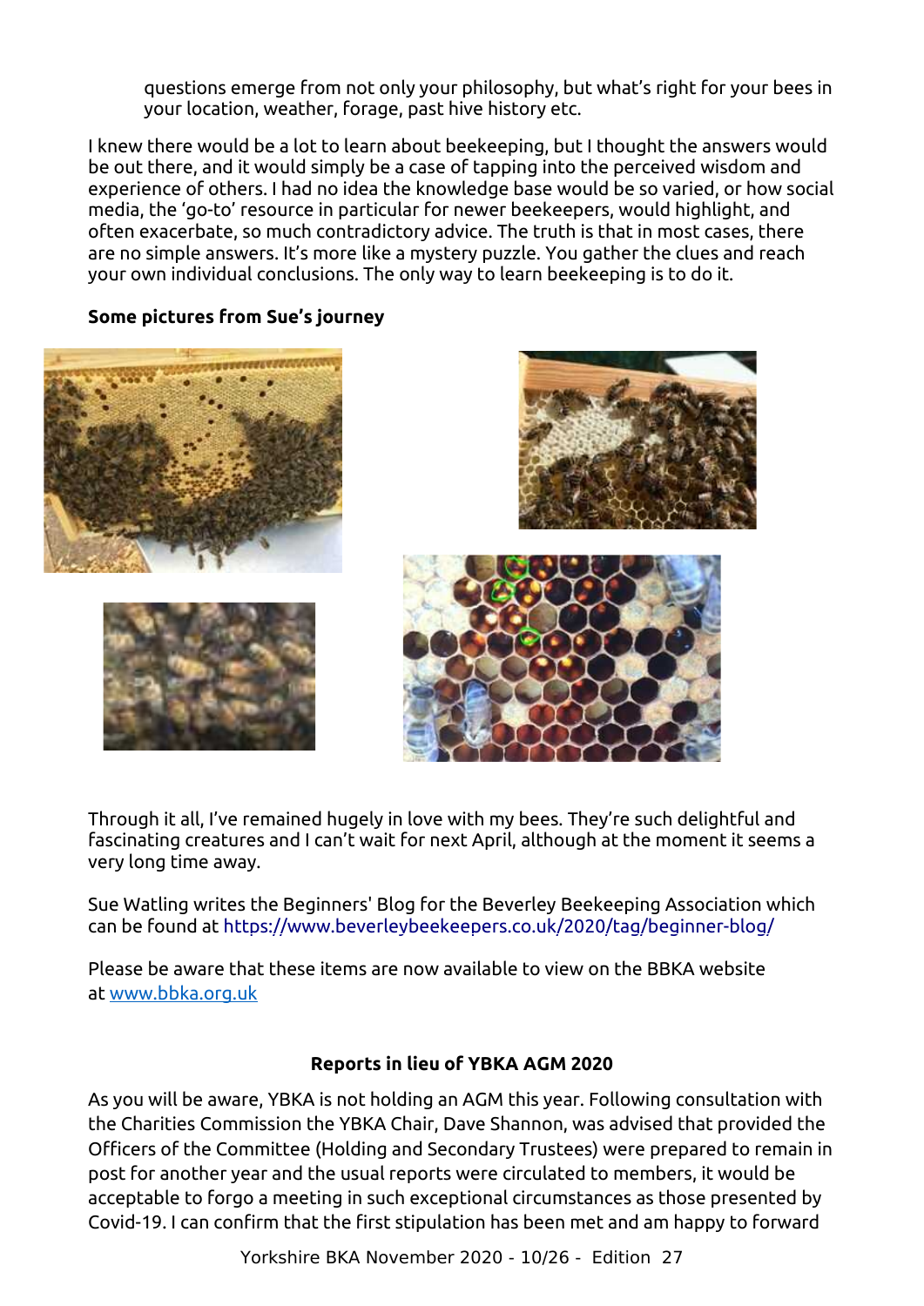questions emerge from not only your philosophy, but what's right for your bees in your location, weather, forage, past hive history etc.

I knew there would be a lot to learn about beekeeping, but I thought the answers would be out there, and it would simply be a case of tapping into the perceived wisdom and experience of others. I had no idea the knowledge base would be so varied, or how social media, the 'go-to' resource in particular for newer beekeepers, would highlight, and often exacerbate, so much contradictory advice. The truth is that in most cases, there are no simple answers. It's more like a mystery puzzle. You gather the clues and reach your own individual conclusions. The only way to learn beekeeping is to do it.

**Some pictures from Sue's journey**

Through it all, I've remained hugely in love with my bees. They're such delightful and fascinating creatures and I can't wait for next April, although at the moment it seems a very long time away.

Sue Watling writes the Beginners' Blog for the Beverley Beekeeping Association which can be found at https://www.beverleybeekeepers.co.uk/2020/tag/beginner-blog/

Please be aware that these items are now available to view on the BBKA website at www.bbka.org.uk

**Reports in lieu of YBKA AGM 2020**

As you will be aware, YBKA is not holding an AGM this year. Following consultation with the Charities Commission the YBKA Chair, Dave Shannon, was advised that provided the Officers of the Committee (Holding and Secondary Trustees) were prepared to remain in post for another year and the usual reports were circulated to members, it would be acceptable to forgo a meeting in such exceptional circumstances as those presented by Covid-19. I can confirm that the first stipulation has been met and am happy to forward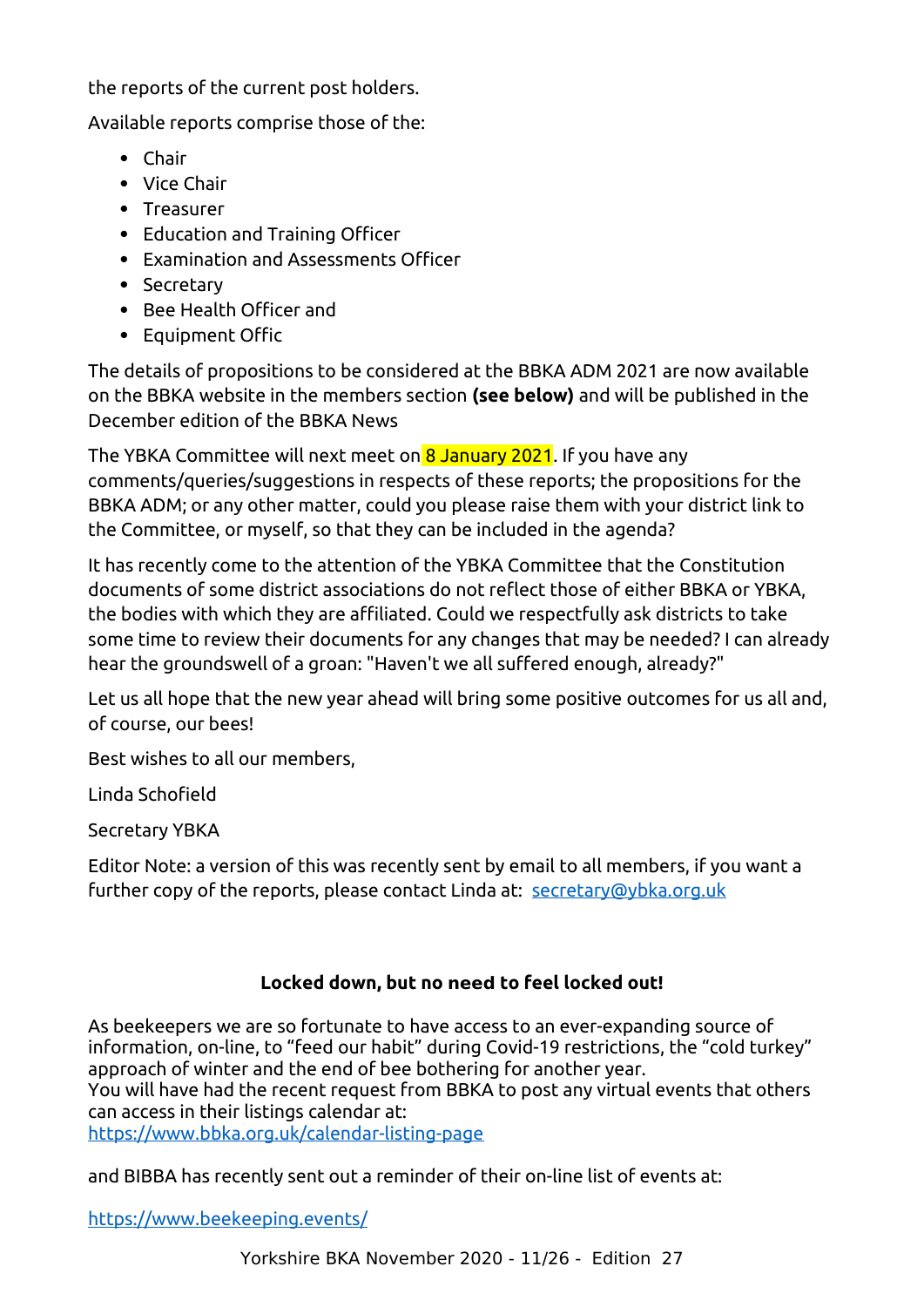the reports of the current post holders.

Available reports comprise those of the:

- Chair
- Vice Chair
- Treasurer
- Education and Training Officer
- Examination and Assessments Officer
- Secretary
- Bee Health Officer and
- Equipment Offic

The details of propositions to be considered at the BBKA ADM 2021 are now available on the BBKA website in the members section **(see below)** and will be published in the December edition of the BBKA News

The YBKA Committee will next meet on 8 January 2021. If you have any comments/queries/suggestions in respects of these reports; the propositions for the BBKA ADM; or any other matter, could you please raise them with your district link to the Committee, or myself, so that they can be included in the agenda?

It has recently come to the attention of the YBKA Committee that the Constitution documents of some district associations do not reflect those of either BBKA or YBKA, the bodies with which they are affiliated. Could we respectfully ask districts to take some time to review their documents for any changes that may be needed? I can already hear the groundswell of a groan: "Haven't we all suffered enough, already?"

Let us all hope that the new year ahead will bring some positive outcomes for us all and, of course, our bees!

Best wishes to all our members,

Linda Schofield

Secretary YBKA

Editor Note: a version of this was recently sent by email to all members, if you want a further copy of the reports, please contact Linda at: secretary@ybka.org.uk

**Locked down, but no need to feel locked out!**

As beekeepers we are so fortunate to have access to an ever-expanding source of information, on-line, to "feed our habit" during Covid-19 restrictions, the "cold turkey" approach of winter and the end of bee bothering for another year.
You will have had the recent request from BBKA to post any virtual events that others can access in their listings calendar at:
https://www.bbka.org.uk/calendar-listing-page

and BIBBA has recently sent out a reminder of their on-line list of events at:

https://www.beekeeping.events/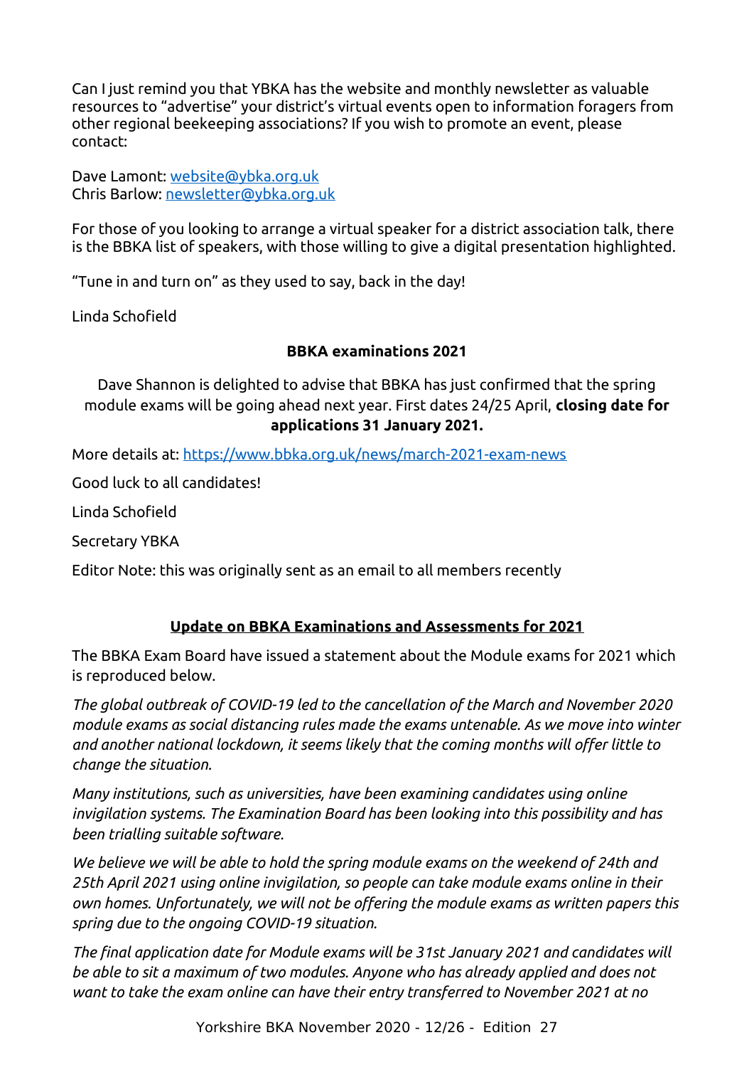Can I just remind you that YBKA has the website and monthly newsletter as valuable resources to "advertise" your district's virtual events open to information foragers from other regional beekeeping associations? If you wish to promote an event, please contact:

Dave Lamont: website@ybka.org.uk
Chris Barlow: newsletter@ybka.org.uk

For those of you looking to arrange a virtual speaker for a district association talk, there is the BBKA list of speakers, with those willing to give a digital presentation highlighted.

"Tune in and turn on" as they used to say, back in the day!

Linda Schofield

### BBKA examinations 2021

Dave Shannon is delighted to advise that BBKA has just confirmed that the spring module exams will be going ahead next year. First dates 24/25 April, **closing date for applications 31 January 2021.**

More details at: https://www.bbka.org.uk/news/march-2021-exam-news

Good luck to all candidates!

Linda Schofield

Secretary YBKA

Editor Note: this was originally sent as an email to all members recently

### Update on BBKA Examinations and Assessments for 2021

The BBKA Exam Board have issued a statement about the Module exams for 2021 which is reproduced below.

*The global outbreak of COVID-19 led to the cancellation of the March and November 2020 module exams as social distancing rules made the exams untenable. As we move into winter and another national lockdown, it seems likely that the coming months will offer little to change the situation.*

*Many institutions, such as universities, have been examining candidates using online invigilation systems. The Examination Board has been looking into this possibility and has been trialling suitable software.*

*We believe we will be able to hold the spring module exams on the weekend of 24th and 25th April 2021 using online invigilation, so people can take module exams online in their own homes. Unfortunately, we will not be offering the module exams as written papers this spring due to the ongoing COVID-19 situation.*

*The final application date for Module exams will be 31st January 2021 and candidates will be able to sit a maximum of two modules. Anyone who has already applied and does not want to take the exam online can have their entry transferred to November 2021 at no*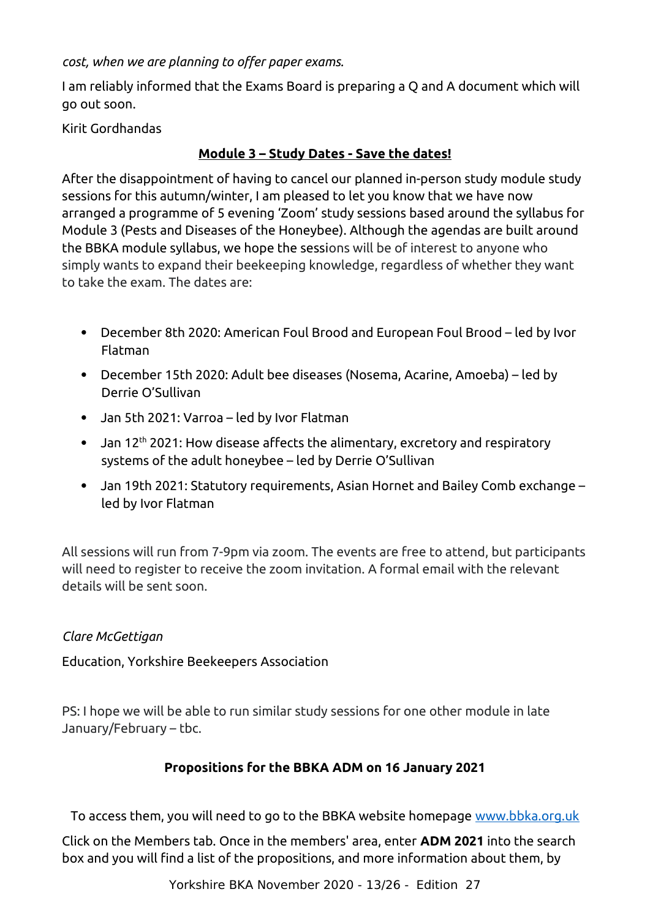*cost, when we are planning to offer paper exams.*

I am reliably informed that the Exams Board is preparing a Q and A document which will go out soon.

Kirit Gordhandas

## Module 3 – Study Dates - Save the dates!

After the disappointment of having to cancel our planned in-person study module study sessions for this autumn/winter, I am pleased to let you know that we have now arranged a programme of 5 evening 'Zoom' study sessions based around the syllabus for Module 3 (Pests and Diseases of the Honeybee). Although the agendas are built around the BBKA module syllabus, we hope the sessions will be of interest to anyone who simply wants to expand their beekeeping knowledge, regardless of whether they want to take the exam. The dates are:

- December 8th 2020: American Foul Brood and European Foul Brood – led by Ivor Flatman
- December 15th 2020: Adult bee diseases (Nosema, Acarine, Amoeba) – led by Derrie O'Sullivan
- Jan 5th 2021: Varroa – led by Ivor Flatman
- Jan 12th 2021: How disease affects the alimentary, excretory and respiratory systems of the adult honeybee – led by Derrie O'Sullivan
- Jan 19th 2021: Statutory requirements, Asian Hornet and Bailey Comb exchange – led by Ivor Flatman

All sessions will run from 7-9pm via zoom. The events are free to attend, but participants will need to register to receive the zoom invitation. A formal email with the relevant details will be sent soon.

*Clare McGettigan*

Education, Yorkshire Beekeepers Association

PS: I hope we will be able to run similar study sessions for one other module in late January/February – tbc.

## Propositions for the BBKA ADM on 16 January 2021

To access them, you will need to go to the BBKA website homepage [www.bbka.org.uk](http://www.bbka.org.uk)

Click on the Members tab. Once in the members' area, enter **ADM 2021** into the search box and you will find a list of the propositions, and more information about them, by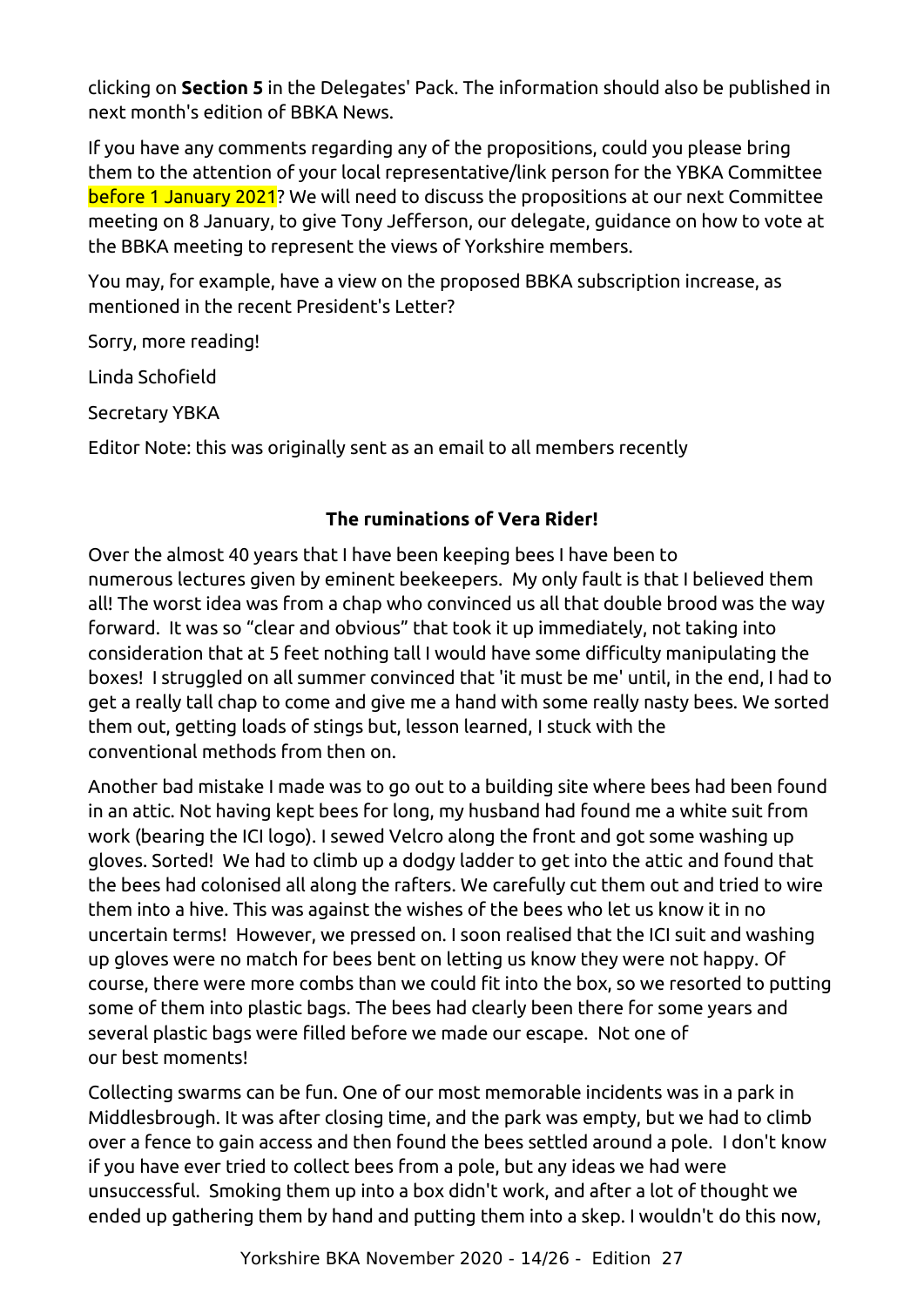clicking on **Section 5** in the Delegates' Pack. The information should also be published in next month's edition of BBKA News.

If you have any comments regarding any of the propositions, could you please bring them to the attention of your local representative/link person for the YBKA Committee before 1 January 2021? We will need to discuss the propositions at our next Committee meeting on 8 January, to give Tony Jefferson, our delegate, guidance on how to vote at the BBKA meeting to represent the views of Yorkshire members.

You may, for example, have a view on the proposed BBKA subscription increase, as mentioned in the recent President's Letter?

Sorry, more reading!

Linda Schofield

Secretary YBKA

Editor Note: this was originally sent as an email to all members recently

**The ruminations of Vera Rider!**

Over the almost 40 years that I have been keeping bees I have been to numerous lectures given by eminent beekeepers. My only fault is that I believed them all! The worst idea was from a chap who convinced us all that double brood was the way forward. It was so "clear and obvious" that took it up immediately, not taking into consideration that at 5 feet nothing tall I would have some difficulty manipulating the boxes! I struggled on all summer convinced that 'it must be me' until, in the end, I had to get a really tall chap to come and give me a hand with some really nasty bees. We sorted them out, getting loads of stings but, lesson learned, I stuck with the conventional methods from then on.

Another bad mistake I made was to go out to a building site where bees had been found in an attic. Not having kept bees for long, my husband had found me a white suit from work (bearing the ICI logo). I sewed Velcro along the front and got some washing up gloves. Sorted! We had to climb up a dodgy ladder to get into the attic and found that the bees had colonised all along the rafters. We carefully cut them out and tried to wire them into a hive. This was against the wishes of the bees who let us know it in no uncertain terms! However, we pressed on. I soon realised that the ICI suit and washing up gloves were no match for bees bent on letting us know they were not happy. Of course, there were more combs than we could fit into the box, so we resorted to putting some of them into plastic bags. The bees had clearly been there for some years and several plastic bags were filled before we made our escape. Not one of our best moments!

Collecting swarms can be fun. One of our most memorable incidents was in a park in Middlesbrough. It was after closing time, and the park was empty, but we had to climb over a fence to gain access and then found the bees settled around a pole. I don't know if you have ever tried to collect bees from a pole, but any ideas we had were unsuccessful. Smoking them up into a box didn't work, and after a lot of thought we ended up gathering them by hand and putting them into a skep. I wouldn't do this now,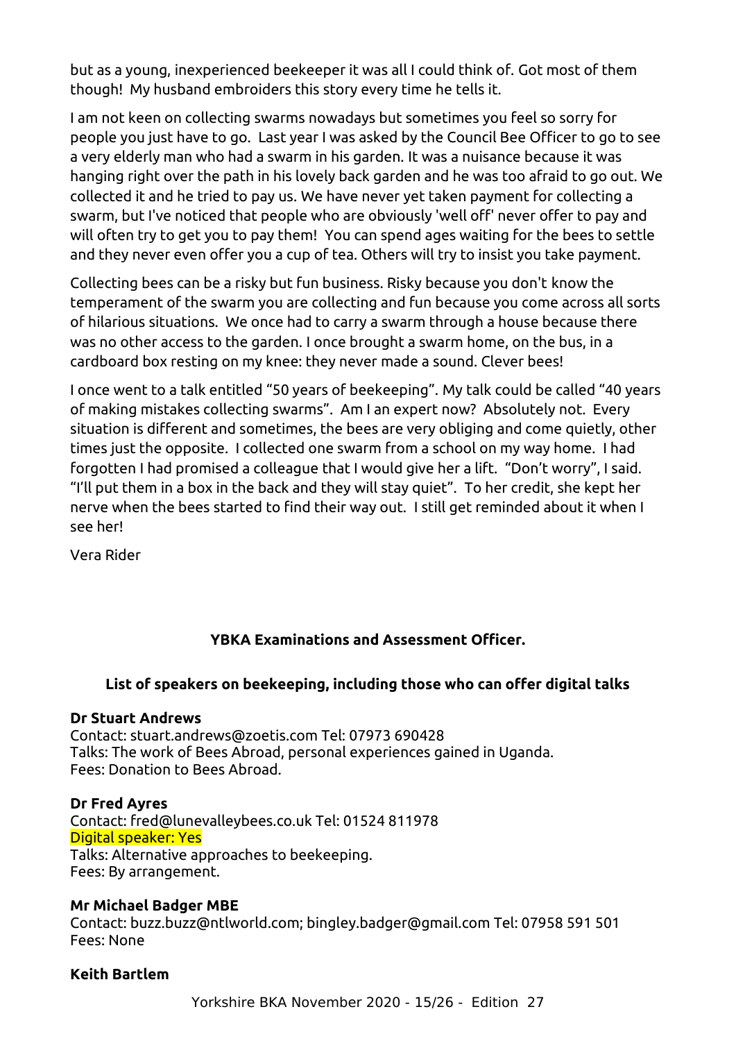but as a young, inexperienced beekeeper it was all I could think of. Got most of them though! My husband embroiders this story every time he tells it.

I am not keen on collecting swarms nowadays but sometimes you feel so sorry for people you just have to go. Last year I was asked by the Council Bee Officer to go to see a very elderly man who had a swarm in his garden. It was a nuisance because it was hanging right over the path in his lovely back garden and he was too afraid to go out. We collected it and he tried to pay us. We have never yet taken payment for collecting a swarm, but I've noticed that people who are obviously 'well off' never offer to pay and will often try to get you to pay them! You can spend ages waiting for the bees to settle and they never even offer you a cup of tea. Others will try to insist you take payment.

Collecting bees can be a risky but fun business. Risky because you don't know the temperament of the swarm you are collecting and fun because you come across all sorts of hilarious situations. We once had to carry a swarm through a house because there was no other access to the garden. I once brought a swarm home, on the bus, in a cardboard box resting on my knee: they never made a sound. Clever bees!

I once went to a talk entitled "50 years of beekeeping". My talk could be called "40 years of making mistakes collecting swarms". Am I an expert now? Absolutely not. Every situation is different and sometimes, the bees are very obliging and come quietly, other times just the opposite. I collected one swarm from a school on my way home. I had forgotten I had promised a colleague that I would give her a lift. "Don't worry", I said. "I'll put them in a box in the back and they will stay quiet". To her credit, she kept her nerve when the bees started to find their way out. I still get reminded about it when I see her!

Vera Rider

## YBKA Examinations and Assessment Officer.

### List of speakers on beekeeping, including those who can offer digital talks

**Dr Stuart Andrews**
Contact: stuart.andrews@zoetis.com Tel: 07973 690428
Talks: The work of Bees Abroad, personal experiences gained in Uganda.
Fees: Donation to Bees Abroad.

**Dr Fred Ayres**
Contact: fred@lunevalleybees.co.uk Tel: 01524 811978
Digital speaker: Yes
Talks: Alternative approaches to beekeeping.
Fees: By arrangement.

**Mr Michael Badger MBE**
Contact: buzz.buzz@ntlworld.com; bingley.badger@gmail.com Tel: 07958 591 501
Fees: None

**Keith Bartlem**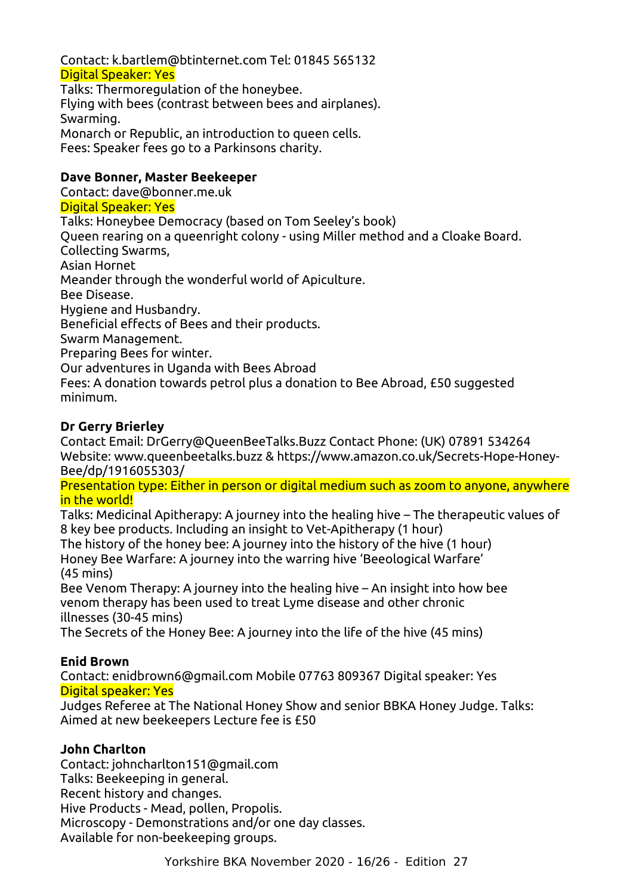Contact: k.bartlem@btinternet.com Tel: 01845 565132
Digital Speaker: Yes
Talks: Thermoregulation of the honeybee.
Flying with bees (contrast between bees and airplanes).
Swarming.
Monarch or Republic, an introduction to queen cells.
Fees: Speaker fees go to a Parkinsons charity.

**Dave Bonner, Master Beekeeper**
Contact: dave@bonner.me.uk
Digital Speaker: Yes
Talks: Honeybee Democracy (based on Tom Seeley's book)
Queen rearing on a queenright colony - using Miller method and a Cloake Board.
Collecting Swarms,
Asian Hornet
Meander through the wonderful world of Apiculture.
Bee Disease.
Hygiene and Husbandry.
Beneficial effects of Bees and their products.
Swarm Management.
Preparing Bees for winter.
Our adventures in Uganda with Bees Abroad
Fees: A donation towards petrol plus a donation to Bee Abroad, £50 suggested minimum.

**Dr Gerry Brierley**
Contact Email: DrGerry@QueenBeeTalks.Buzz Contact Phone: (UK) 07891 534264
Website: www.queenbeetalks.buzz & https://www.amazon.co.uk/Secrets-Hope-Honey-Bee/dp/1916055303/
Presentation type: Either in person or digital medium such as zoom to anyone, anywhere in the world!
Talks: Medicinal Apitherapy: A journey into the healing hive – The therapeutic values of 8 key bee products. Including an insight to Vet-Apitherapy (1 hour)
The history of the honey bee: A journey into the history of the hive (1 hour)
Honey Bee Warfare: A journey into the warring hive 'Beeological Warfare' (45 mins)
Bee Venom Therapy: A journey into the healing hive – An insight into how bee venom therapy has been used to treat Lyme disease and other chronic illnesses (30-45 mins)
The Secrets of the Honey Bee: A journey into the life of the hive (45 mins)

**Enid Brown**
Contact: enidbrown6@gmail.com Mobile 07763 809367 Digital speaker: Yes
Digital speaker: Yes
Judges Referee at The National Honey Show and senior BBKA Honey Judge. Talks: Aimed at new beekeepers Lecture fee is £50

**John Charlton**
Contact: johncharlton151@gmail.com
Talks: Beekeeping in general.
Recent history and changes.
Hive Products - Mead, pollen, Propolis.
Microscopy - Demonstrations and/or one day classes.
Available for non-beekeeping groups.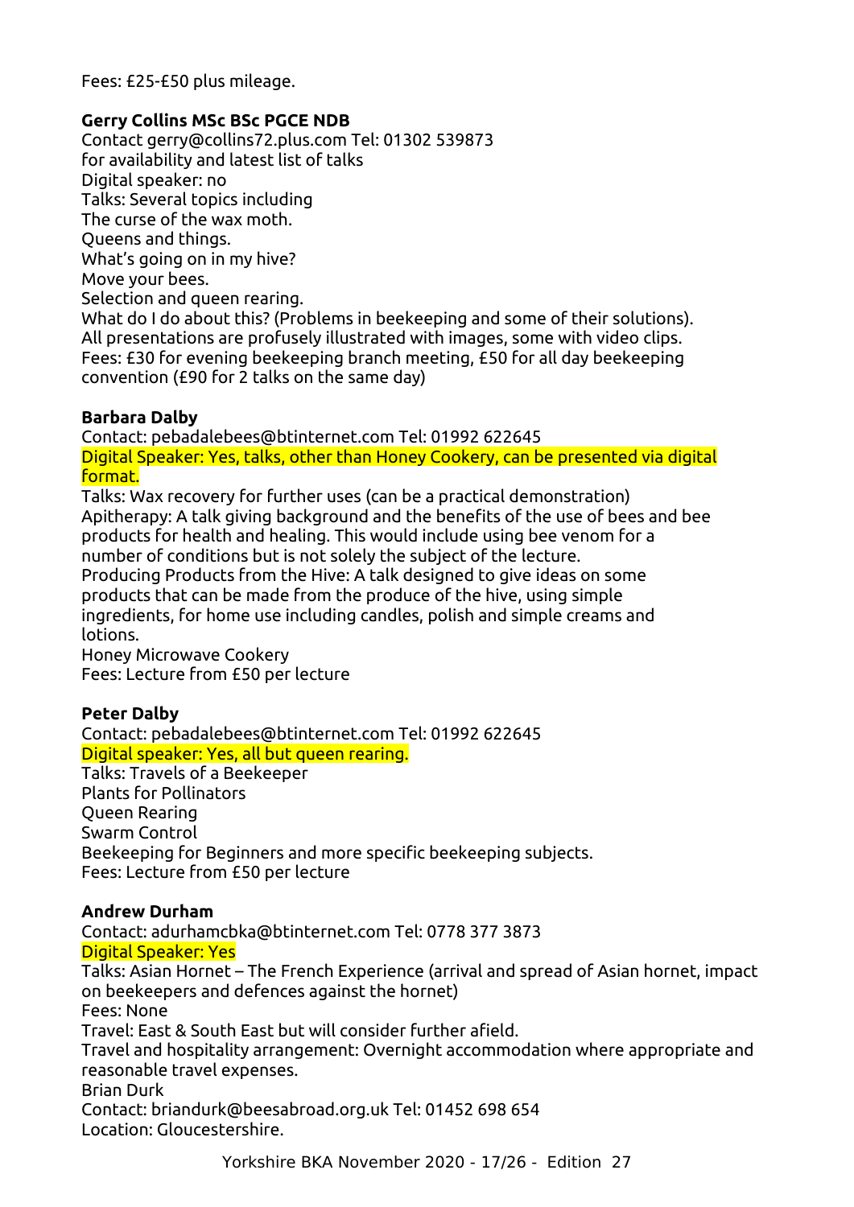Fees: £25-£50 plus mileage.

**Gerry Collins MSc BSc PGCE NDB**

Contact gerry@collins72.plus.com Tel: 01302 539873
for availability and latest list of talks
Digital speaker: no
Talks: Several topics including
The curse of the wax moth.
Queens and things.
What's going on in my hive?
Move your bees.
Selection and queen rearing.
What do I do about this? (Problems in beekeeping and some of their solutions).
All presentations are profusely illustrated with images, some with video clips.
Fees: £30 for evening beekeeping branch meeting, £50 for all day beekeeping convention (£90 for 2 talks on the same day)

**Barbara Dalby**

Contact: pebadalebees@btinternet.com Tel: 01992 622645
Digital Speaker: Yes, talks, other than Honey Cookery, can be presented via digital format.
Talks: Wax recovery for further uses (can be a practical demonstration)
Apitherapy: A talk giving background and the benefits of the use of bees and bee products for health and healing. This would include using bee venom for a number of conditions but is not solely the subject of the lecture.
Producing Products from the Hive: A talk designed to give ideas on some products that can be made from the produce of the hive, using simple ingredients, for home use including candles, polish and simple creams and lotions.
Honey Microwave Cookery
Fees: Lecture from £50 per lecture

**Peter Dalby**

Contact: pebadalebees@btinternet.com Tel: 01992 622645
Digital speaker: Yes, all but queen rearing.
Talks: Travels of a Beekeeper
Plants for Pollinators
Queen Rearing
Swarm Control
Beekeeping for Beginners and more specific beekeeping subjects.
Fees: Lecture from £50 per lecture

**Andrew Durham**

Contact: adurhamcbka@btinternet.com Tel: 0778 377 3873
Digital Speaker: Yes
Talks: Asian Hornet – The French Experience (arrival and spread of Asian hornet, impact on beekeepers and defences against the hornet)
Fees: None
Travel: East & South East but will consider further afield.
Travel and hospitality arrangement: Overnight accommodation where appropriate and reasonable travel expenses.
Brian Durk
Contact: briandurk@beesabroad.org.uk Tel: 01452 698 654
Location: Gloucestershire.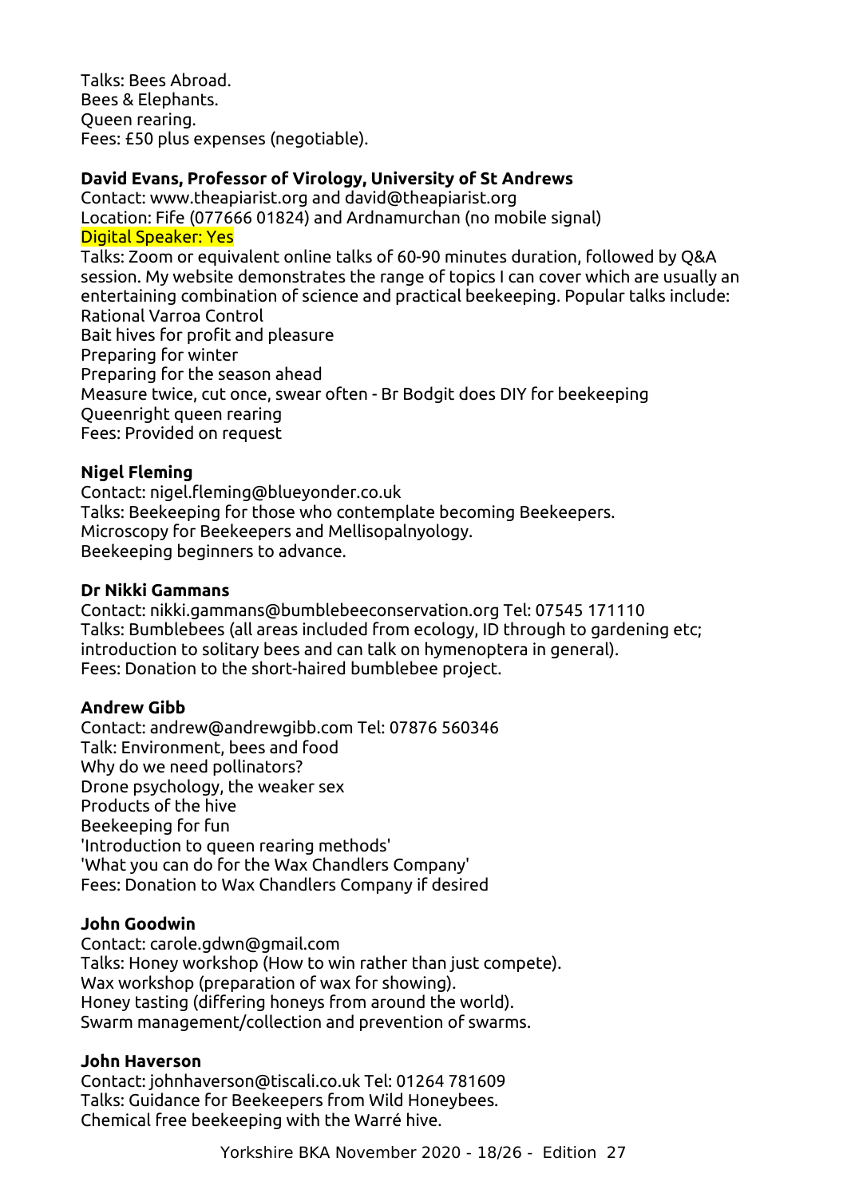Talks: Bees Abroad.
Bees & Elephants.
Queen rearing.
Fees: £50 plus expenses (negotiable).

**David Evans, Professor of Virology, University of St Andrews**
Contact: www.theapiarist.org and david@theapiarist.org
Location: Fife (077666 01824) and Ardnamurchan (no mobile signal)
Digital Speaker: Yes
Talks: Zoom or equivalent online talks of 60-90 minutes duration, followed by Q&A session. My website demonstrates the range of topics I can cover which are usually an entertaining combination of science and practical beekeeping. Popular talks include:
Rational Varroa Control
Bait hives for profit and pleasure
Preparing for winter
Preparing for the season ahead
Measure twice, cut once, swear often - Br Bodgit does DIY for beekeeping
Queenright queen rearing
Fees: Provided on request

**Nigel Fleming**
Contact: nigel.fleming@blueyonder.co.uk
Talks: Beekeeping for those who contemplate becoming Beekeepers.
Microscopy for Beekeepers and Mellisopalnyology.
Beekeeping beginners to advance.

**Dr Nikki Gammans**
Contact: nikki.gammans@bumblebeeconservation.org Tel: 07545 171110
Talks: Bumblebees (all areas included from ecology, ID through to gardening etc; introduction to solitary bees and can talk on hymenoptera in general).
Fees: Donation to the short-haired bumblebee project.

**Andrew Gibb**
Contact: andrew@andrewgibb.com Tel: 07876 560346
Talk: Environment, bees and food
Why do we need pollinators?
Drone psychology, the weaker sex
Products of the hive
Beekeeping for fun
'Introduction to queen rearing methods'
'What you can do for the Wax Chandlers Company'
Fees: Donation to Wax Chandlers Company if desired

**John Goodwin**
Contact: carole.gdwn@gmail.com
Talks: Honey workshop (How to win rather than just compete).
Wax workshop (preparation of wax for showing).
Honey tasting (differing honeys from around the world).
Swarm management/collection and prevention of swarms.

**John Haverson**
Contact: johnhaverson@tiscali.co.uk Tel: 01264 781609
Talks: Guidance for Beekeepers from Wild Honeybees.
Chemical free beekeeping with the Warré hive.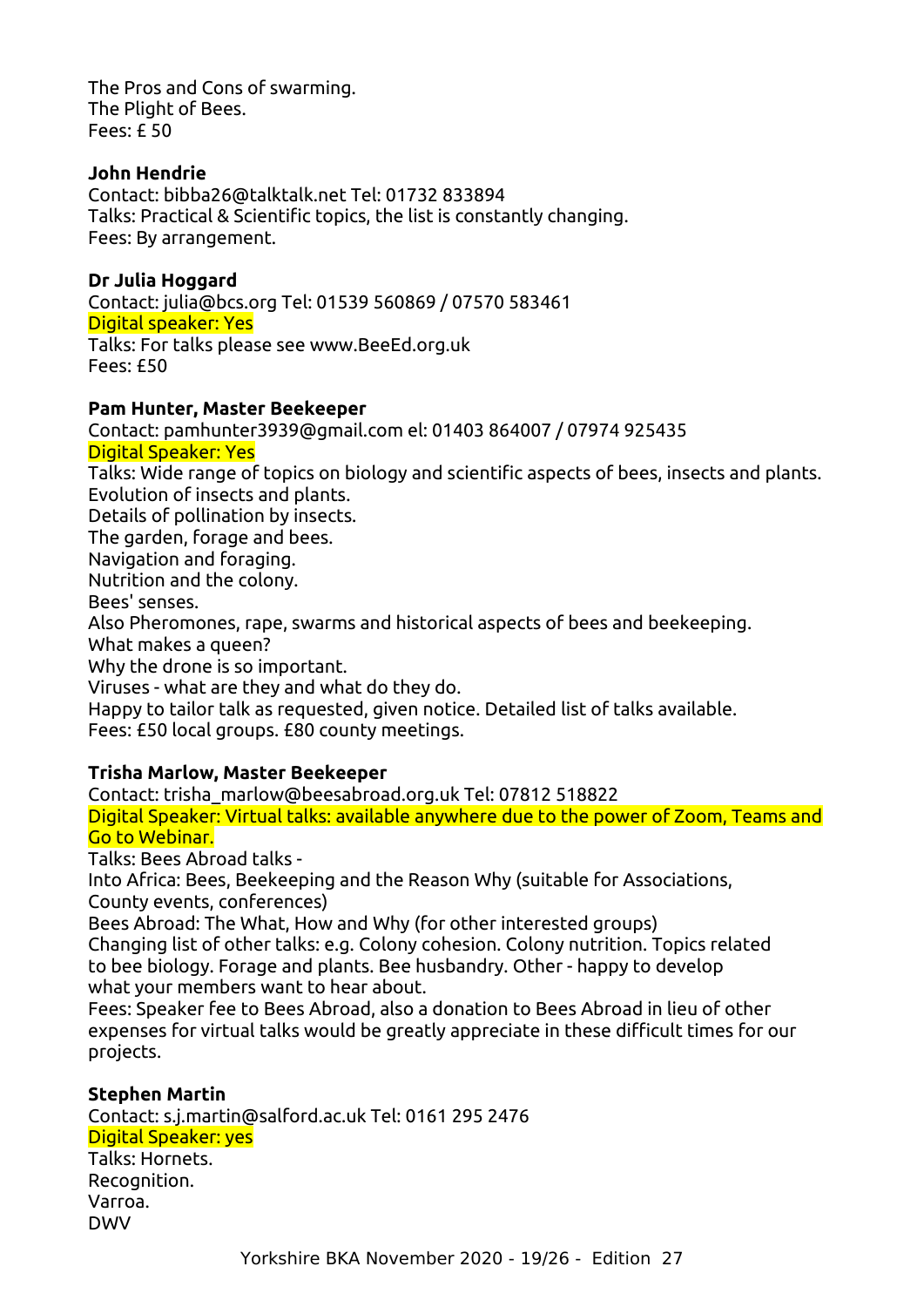The Pros and Cons of swarming.
The Plight of Bees.
Fees: £ 50

**John Hendrie**
Contact: bibba26@talktalk.net Tel: 01732 833894
Talks: Practical & Scientific topics, the list is constantly changing.
Fees: By arrangement.

**Dr Julia Hoggard**
Contact: julia@bcs.org Tel: 01539 560869 / 07570 583461
Digital speaker: Yes
Talks: For talks please see www.BeeEd.org.uk
Fees: £50

**Pam Hunter, Master Beekeeper**
Contact: pamhunter3939@gmail.com el: 01403 864007 / 07974 925435
Digital Speaker: Yes
Talks: Wide range of topics on biology and scientific aspects of bees, insects and plants.
Evolution of insects and plants.
Details of pollination by insects.
The garden, forage and bees.
Navigation and foraging.
Nutrition and the colony.
Bees' senses.
Also Pheromones, rape, swarms and historical aspects of bees and beekeeping.
What makes a queen?
Why the drone is so important.
Viruses - what are they and what do they do.
Happy to tailor talk as requested, given notice. Detailed list of talks available.
Fees: £50 local groups. £80 county meetings.

**Trisha Marlow, Master Beekeeper**
Contact: trisha_marlow@beesabroad.org.uk Tel: 07812 518822
Digital Speaker: Virtual talks: available anywhere due to the power of Zoom, Teams and Go to Webinar.
Talks: Bees Abroad talks -
Into Africa: Bees, Beekeeping and the Reason Why (suitable for Associations, County events, conferences)
Bees Abroad: The What, How and Why (for other interested groups)
Changing list of other talks: e.g. Colony cohesion. Colony nutrition. Topics related to bee biology. Forage and plants. Bee husbandry. Other - happy to develop what your members want to hear about.
Fees: Speaker fee to Bees Abroad, also a donation to Bees Abroad in lieu of other expenses for virtual talks would be greatly appreciate in these difficult times for our projects.

**Stephen Martin**
Contact: s.j.martin@salford.ac.uk Tel: 0161 295 2476
Digital Speaker: yes
Talks: Hornets.
Recognition.
Varroa.
DWV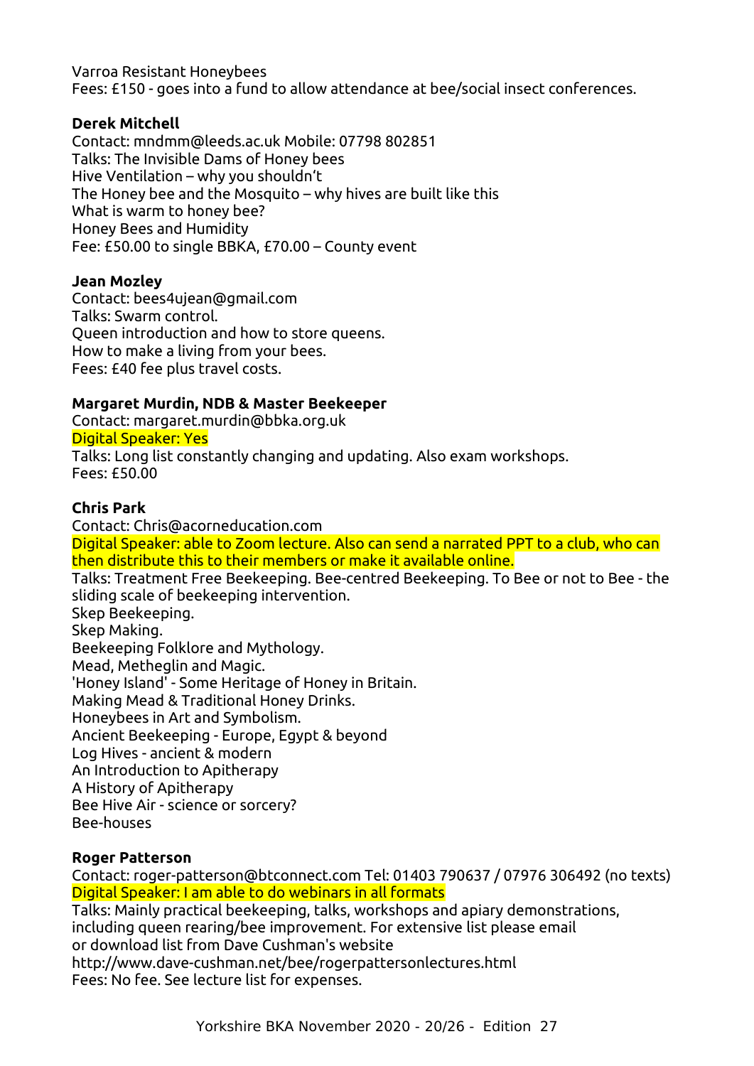Varroa Resistant Honeybees
Fees: £150 - goes into a fund to allow attendance at bee/social insect conferences.

**Derek Mitchell**
Contact: mndmm@leeds.ac.uk Mobile: 07798 802851
Talks: The Invisible Dams of Honey bees
Hive Ventilation – why you shouldn't
The Honey bee and the Mosquito – why hives are built like this
What is warm to honey bee?
Honey Bees and Humidity
Fee: £50.00 to single BBKA, £70.00 – County event

**Jean Mozley**
Contact: bees4ujean@gmail.com
Talks: Swarm control.
Queen introduction and how to store queens.
How to make a living from your bees.
Fees: £40 fee plus travel costs.

**Margaret Murdin, NDB & Master Beekeeper**
Contact: margaret.murdin@bbka.org.uk
Digital Speaker: Yes
Talks: Long list constantly changing and updating. Also exam workshops.
Fees: £50.00

**Chris Park**
Contact: Chris@acorneducation.com
Digital Speaker: able to Zoom lecture. Also can send a narrated PPT to a club, who can then distribute this to their members or make it available online.
Talks: Treatment Free Beekeeping. Bee-centred Beekeeping. To Bee or not to Bee - the sliding scale of beekeeping intervention.
Skep Beekeeping.
Skep Making.
Beekeeping Folklore and Mythology.
Mead, Metheglin and Magic.
'Honey Island' - Some Heritage of Honey in Britain.
Making Mead & Traditional Honey Drinks.
Honeybees in Art and Symbolism.
Ancient Beekeeping - Europe, Egypt & beyond
Log Hives - ancient & modern
An Introduction to Apitherapy
A History of Apitherapy
Bee Hive Air - science or sorcery?
Bee-houses

**Roger Patterson**
Contact: roger-patterson@btconnect.com Tel: 01403 790637 / 07976 306492 (no texts)
Digital Speaker: I am able to do webinars in all formats
Talks: Mainly practical beekeeping, talks, workshops and apiary demonstrations, including queen rearing/bee improvement. For extensive list please email or download list from Dave Cushman's website
http://www.dave-cushman.net/bee/rogerpattersonlectures.html
Fees: No fee. See lecture list for expenses.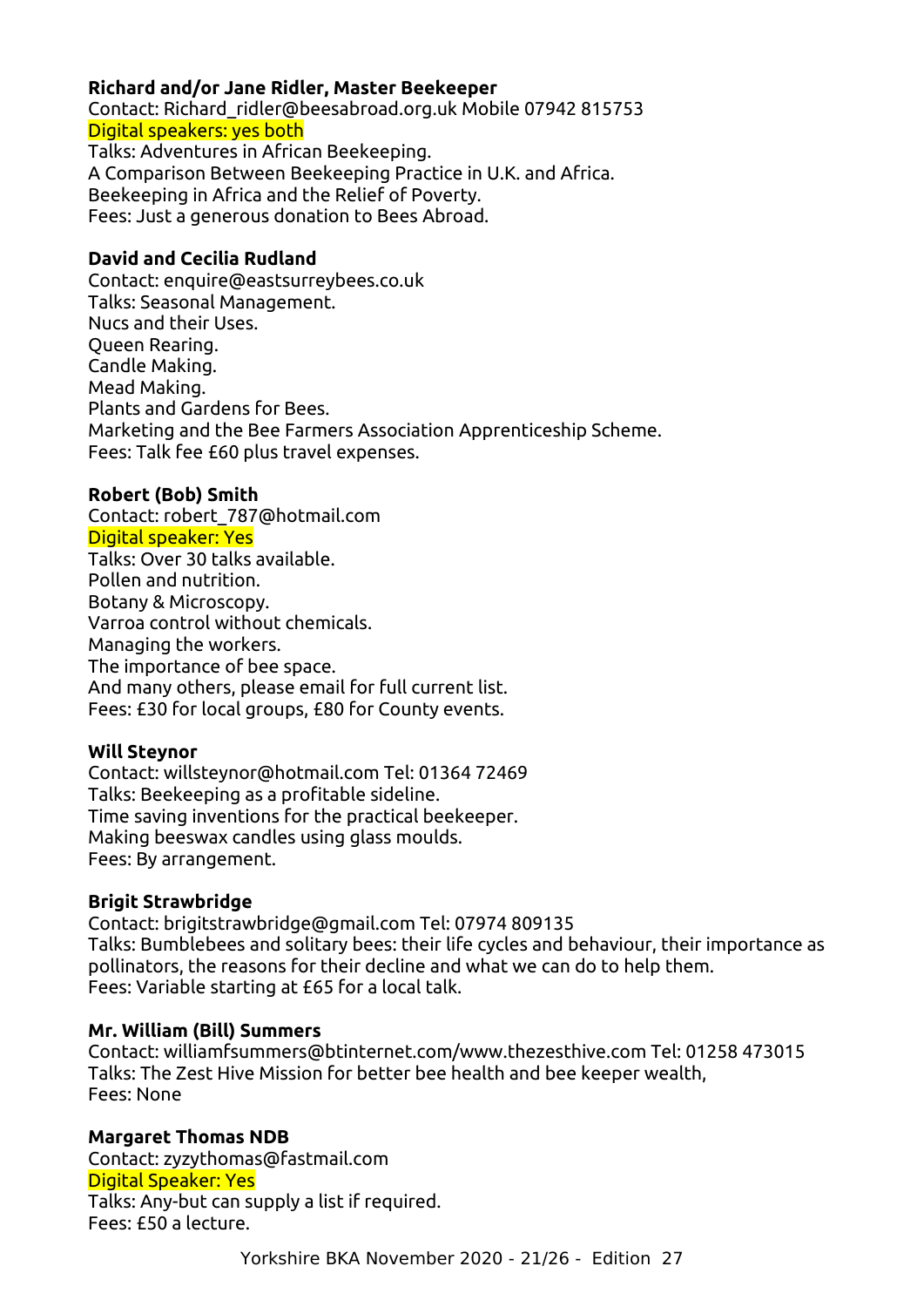**Richard and/or Jane Ridler, Master Beekeeper**
Contact: Richard_ridler@beesabroad.org.uk Mobile 07942 815753
Digital speakers: yes both
Talks: Adventures in African Beekeeping.
A Comparison Between Beekeeping Practice in U.K. and Africa.
Beekeeping in Africa and the Relief of Poverty.
Fees: Just a generous donation to Bees Abroad.

**David and Cecilia Rudland**
Contact: enquire@eastsurreybees.co.uk
Talks: Seasonal Management.
Nucs and their Uses.
Queen Rearing.
Candle Making.
Mead Making.
Plants and Gardens for Bees.
Marketing and the Bee Farmers Association Apprenticeship Scheme.
Fees: Talk fee £60 plus travel expenses.

**Robert (Bob) Smith**
Contact: robert_787@hotmail.com
Digital speaker: Yes
Talks: Over 30 talks available.
Pollen and nutrition.
Botany & Microscopy.
Varroa control without chemicals.
Managing the workers.
The importance of bee space.
And many others, please email for full current list.
Fees: £30 for local groups, £80 for County events.

**Will Steynor**
Contact: willsteynor@hotmail.com Tel: 01364 72469
Talks: Beekeeping as a profitable sideline.
Time saving inventions for the practical beekeeper.
Making beeswax candles using glass moulds.
Fees: By arrangement.

**Brigit Strawbridge**
Contact: brigitstrawbridge@gmail.com Tel: 07974 809135
Talks: Bumblebees and solitary bees: their life cycles and behaviour, their importance as pollinators, the reasons for their decline and what we can do to help them.
Fees: Variable starting at £65 for a local talk.

**Mr. William (Bill) Summers**
Contact: williamfsummers@btinternet.com/www.thezesthive.com Tel: 01258 473015
Talks: The Zest Hive Mission for better bee health and bee keeper wealth,
Fees: None

**Margaret Thomas NDB**
Contact: zyzythomas@fastmail.com
Digital Speaker: Yes
Talks: Any-but can supply a list if required.
Fees: £50 a lecture.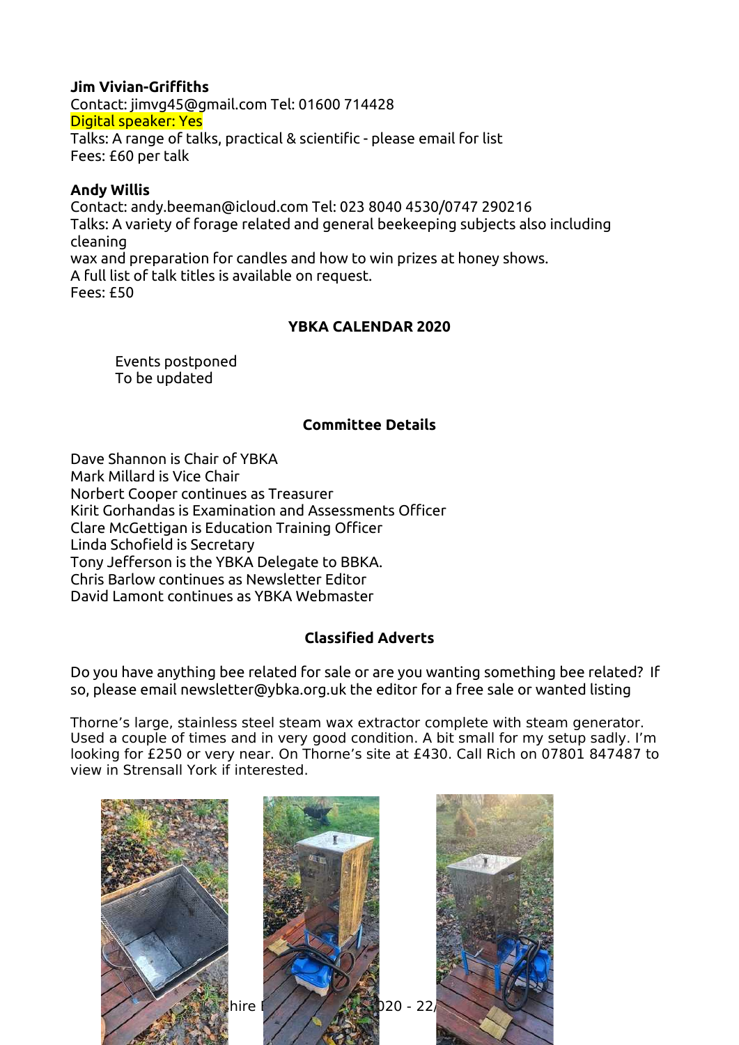**Jim Vivian-Griffiths**
Contact: jimvg45@gmail.com Tel: 01600 714428
Digital speaker: Yes
Talks: A range of talks, practical & scientific - please email for list
Fees: £60 per talk

**Andy Willis**
Contact: andy.beeman@icloud.com Tel: 023 8040 4530/0747 290216
Talks: A variety of forage related and general beekeeping subjects also including cleaning
wax and preparation for candles and how to win prizes at honey shows.
A full list of talk titles is available on request.
Fees: £50

## YBKA CALENDAR 2020

Events postponed
To be updated

## Committee Details

Dave Shannon is Chair of YBKA
Mark Millard is Vice Chair
Norbert Cooper continues as Treasurer
Kirit Gorhandas is Examination and Assessments Officer
Clare McGettigan is Education Training Officer
Linda Schofield is Secretary
Tony Jefferson is the YBKA Delegate to BBKA.
Chris Barlow continues as Newsletter Editor
David Lamont continues as YBKA Webmaster

## Classified Adverts

Do you have anything bee related for sale or are you wanting something bee related? If so, please email newsletter@ybka.org.uk the editor for a free sale or wanted listing

Thorne's large, stainless steel steam wax extractor complete with steam generator. Used a couple of times and in very good condition. A bit small for my setup sadly. I'm looking for £250 or very near. On Thorne's site at £430. Call Rich on 07801 847487 to view in Strensall York if interested.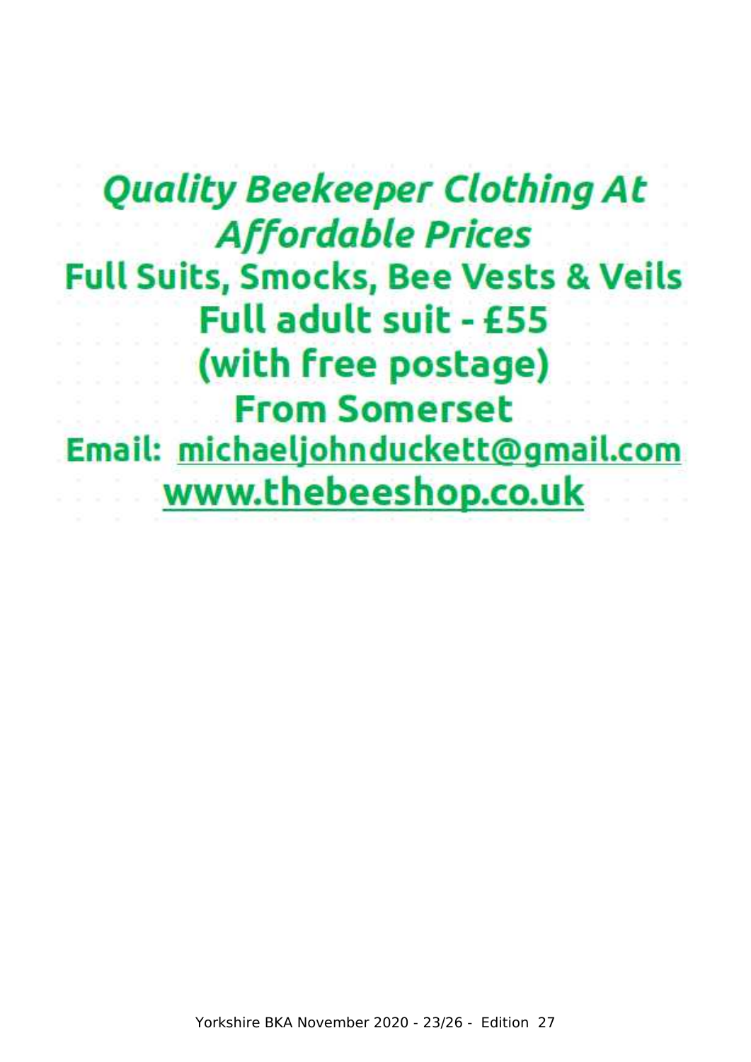***Quality Beekeeper Clothing At Affordable Prices***

**Full Suits, Smocks, Bee Vests & Veils**

**Full adult suit - £55**

**(with free postage)**

**From Somerset**

**Email: michaeljohnduckett@gmail.com**

**www.thebeeshop.co.uk**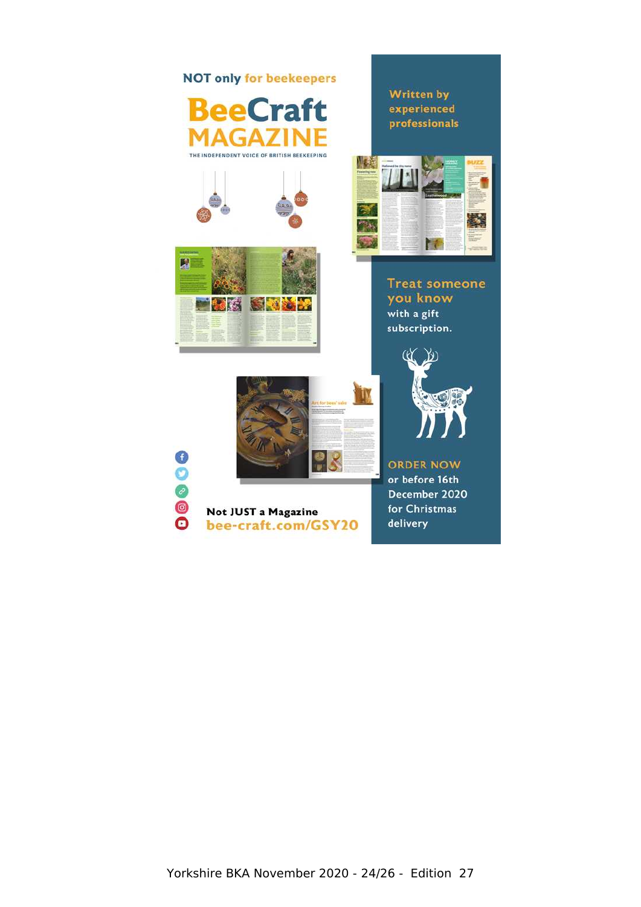NOT only for beekeepers

# BeeCraft MAGAZINE

THE INDEPENDENT VOICE OF BRITISH BEEKEEPING

Written by experienced professionals

Treat someone you know with a gift subscription.

ORDER NOW or before 16th December 2020 for Christmas delivery

Not JUST a Magazine

bee-craft.com/GSY20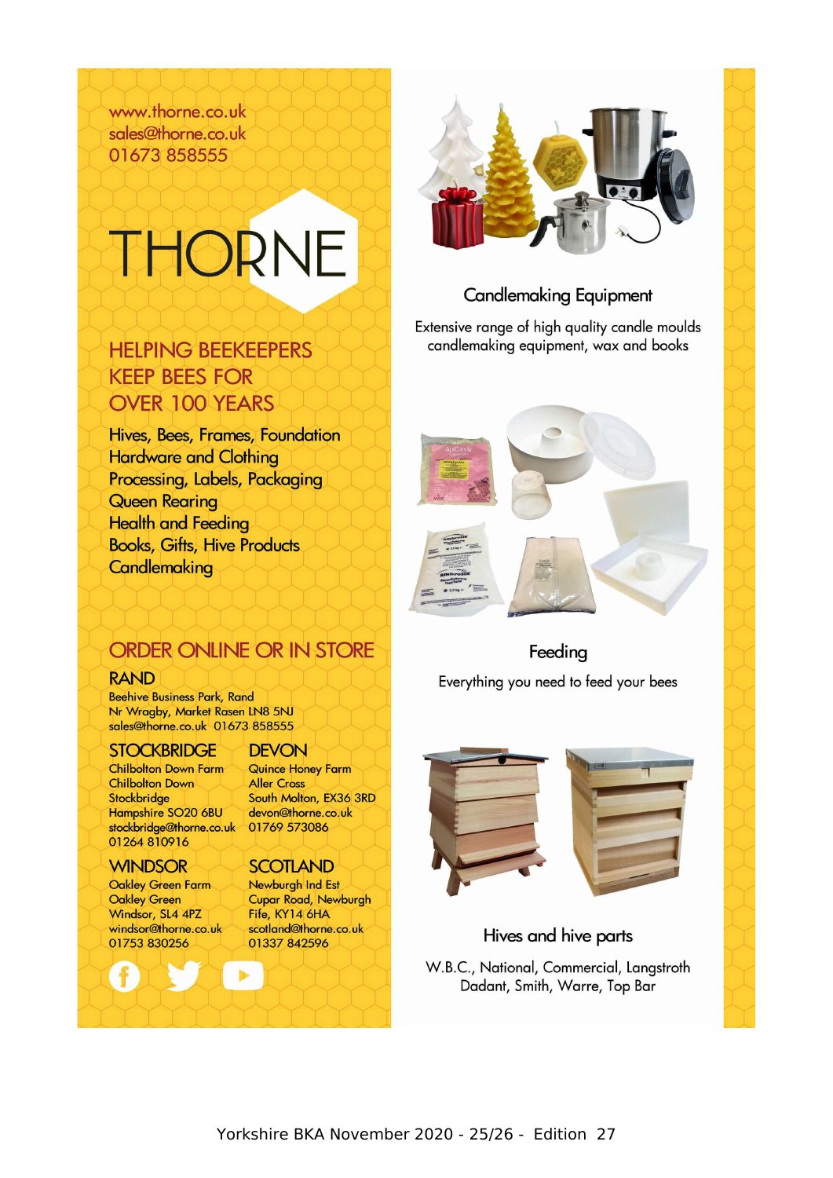www.thorne.co.uk
sales@thorne.co.uk
01673 858555

# THORNE

## HELPING BEEKEEPERS KEEP BEES FOR OVER 100 YEARS

Hives, Bees, Frames, Foundation
Hardware and Clothing
Processing, Labels, Packaging
Queen Rearing
Health and Feeding
Books, Gifts, Hive Products
Candlemaking

## ORDER ONLINE OR IN STORE

### RAND
Beehive Business Park, Rand
Nr Wragby, Market Rasen LN8 5NJ
sales@thorne.co.uk 01673 858555

### STOCKBRIDGE
Chilbolton Down Farm
Chilbolton Down
Stockbridge
Hampshire SO20 6BU
stockbridge@thorne.co.uk
01264 810916

### DEVON
Quince Honey Farm
Aller Cross
South Molton, EX36 3RD
devon@thorne.co.uk
01769 573086

### WINDSOR
Oakley Green Farm
Oakley Green
Windsor, SL4 4PZ
windsor@thorne.co.uk
01753 830256

### SCOTLAND
Newburgh Ind Est
Cupar Road, Newburgh
Fife, KY14 6HA
scotland@thorne.co.uk
01337 842596

### Candlemaking Equipment
Extensive range of high quality candle moulds candlemaking equipment, wax and books

### Feeding
Everything you need to feed your bees

### Hives and hive parts
W.B.C., National, Commercial, Langstroth Dadant, Smith, Warre, Top Bar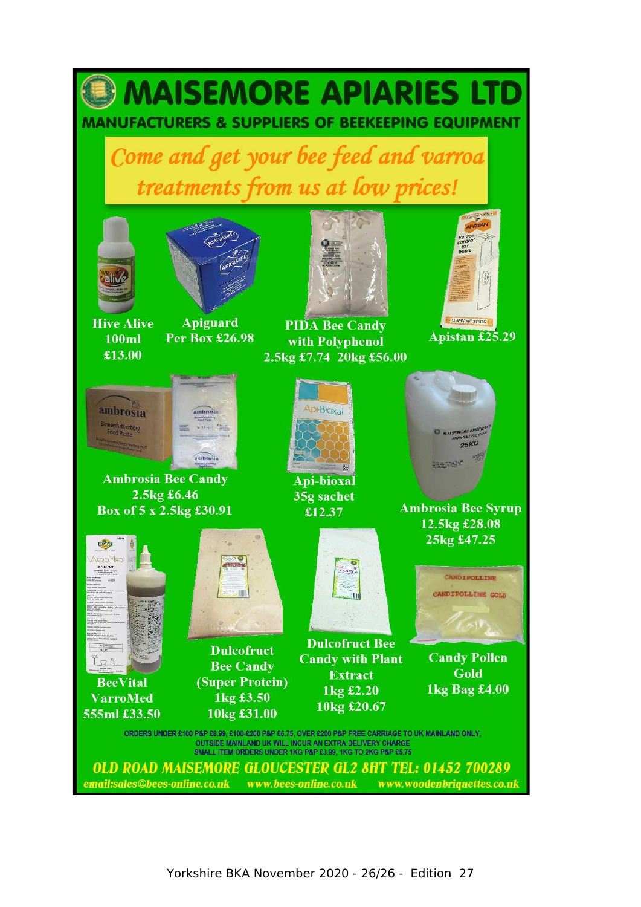# MAISEMORE APIARIES LTD

## MANUFACTURERS & SUPPLIERS OF BEEKEEPING EQUIPMENT

*Come and get your bee feed and varroa treatments from us at low prices!*

**Hive Alive**
100ml
£13.00

**Apiguard**
Per Box £26.98

**PIDA Bee Candy with Polyphenol**
2.5kg £7.74 20kg £56.00

**Apistan £25.29**

**Ambrosia Bee Candy**
2.5kg £6.46
Box of 5 x 2.5kg £30.91

**Api-bioxal**
35g sachet
£12.37

**Ambrosia Bee Syrup**
12.5kg £28.08
25kg £47.25

**BeeVital VarroMed**
555ml £33.50

**Dulcofruct Bee Candy (Super Protein)**
1kg £3.50
10kg £31.00

**Dulcofruct Bee Candy with Plant Extract**
1kg £2.20
10kg £20.67

**Candy Pollen Gold**
1kg Bag £4.00

ORDERS UNDER £100 P&P £8.99, £100-£200 P&P £6.75, OVER £200 P&P FREE CARRIAGE TO UK MAINLAND ONLY, OUTSIDE MAINLAND UK WILL INCUR AN EXTRA DELIVERY CHARGE
SMALL ITEM ORDERS UNDER 1KG P&P £3.99, 1KG TO 2KG P&P £5.75

**OLD ROAD MAISEMORE GLOUCESTER GL2 8HT TEL: 01452 700289**

*email:sales@bees-online.co.uk www.bees-online.co.uk www.woodenbriquettes.co.uk*